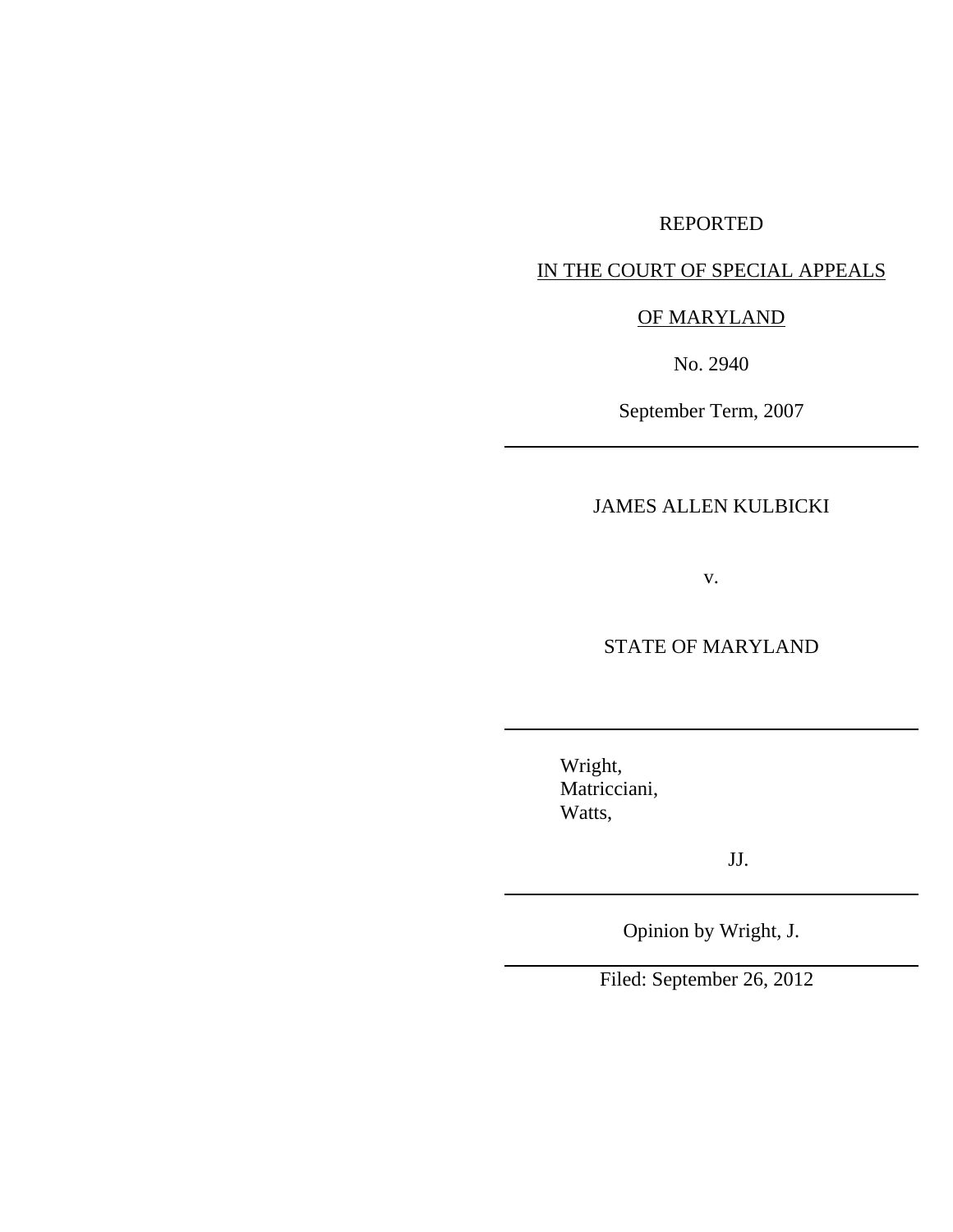REPORTED

IN THE COURT OF SPECIAL APPEALS

OF MARYLAND

No. 2940

September Term, 2007

---

JAMES ALLEN KULBICKI

v.

STATE OF MARYLAND

---

Wright,
Matricciani,
Watts,

JJ.

---

Opinion by Wright, J.

---

Filed: September 26, 2012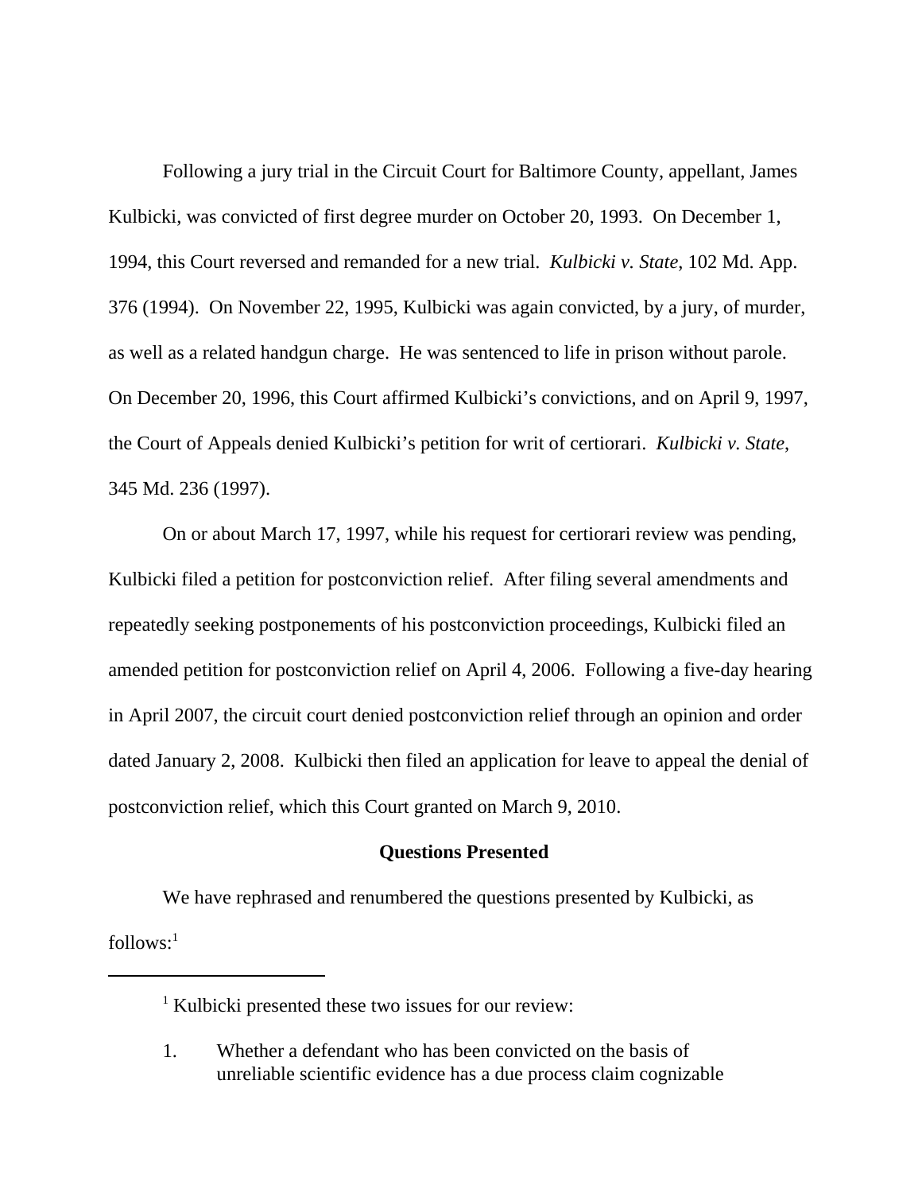Following a jury trial in the Circuit Court for Baltimore County, appellant, James Kulbicki, was convicted of first degree murder on October 20, 1993. On December 1, 1994, this Court reversed and remanded for a new trial. *Kulbicki v. State*, 102 Md. App. 376 (1994). On November 22, 1995, Kulbicki was again convicted, by a jury, of murder, as well as a related handgun charge. He was sentenced to life in prison without parole. On December 20, 1996, this Court affirmed Kulbicki's convictions, and on April 9, 1997, the Court of Appeals denied Kulbicki's petition for writ of certiorari. *Kulbicki v. State,* 345 Md. 236 (1997).

On or about March 17, 1997, while his request for certiorari review was pending, Kulbicki filed a petition for postconviction relief. After filing several amendments and repeatedly seeking postponements of his postconviction proceedings, Kulbicki filed an amended petition for postconviction relief on April 4, 2006. Following a five-day hearing in April 2007, the circuit court denied postconviction relief through an opinion and order dated January 2, 2008. Kulbicki then filed an application for leave to appeal the denial of postconviction relief, which this Court granted on March 9, 2010.

## Questions Presented

We have rephrased and renumbered the questions presented by Kulbicki, as follows:[1]

---

[1] Kulbicki presented these two issues for our review:

1. Whether a defendant who has been convicted on the basis of unreliable scientific evidence has a due process claim cognizable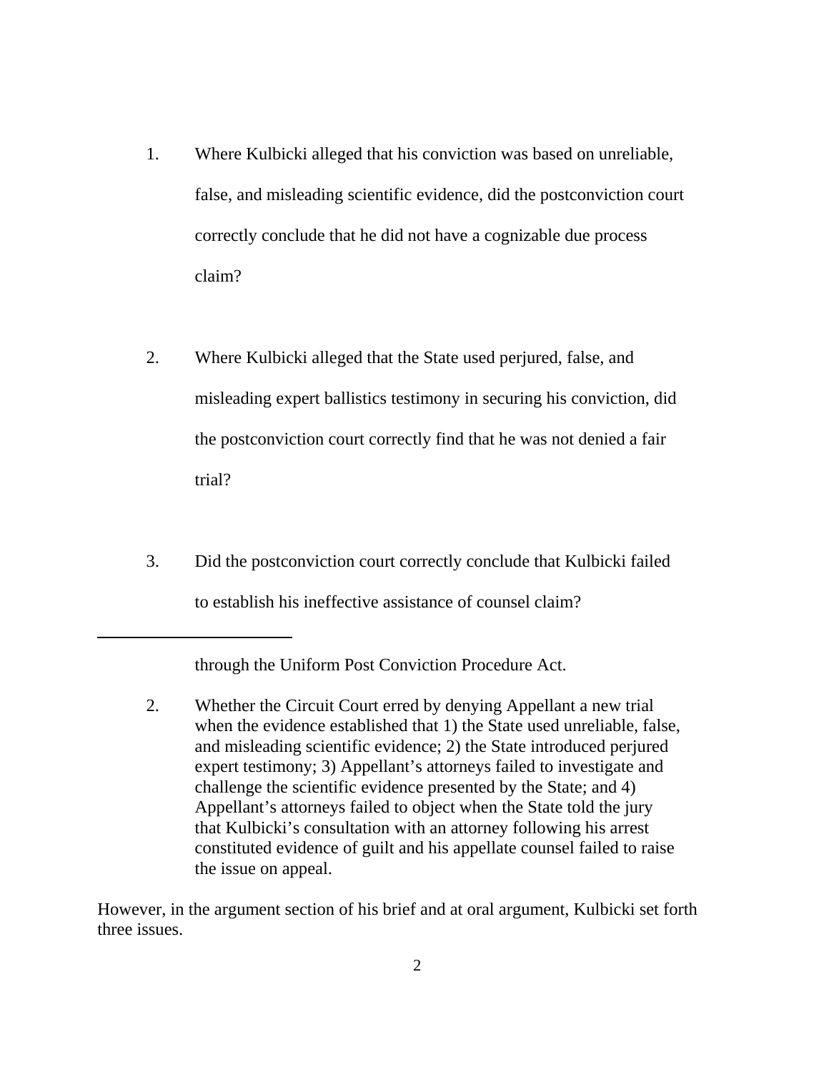1. Where Kulbicki alleged that his conviction was based on unreliable, false, and misleading scientific evidence, did the postconviction court correctly conclude that he did not have a cognizable due process claim?

2. Where Kulbicki alleged that the State used perjured, false, and misleading expert ballistics testimony in securing his conviction, did the postconviction court correctly find that he was not denied a fair trial?

3. Did the postconviction court correctly conclude that Kulbicki failed to establish his ineffective assistance of counsel claim?

---

through the Uniform Post Conviction Procedure Act.

2. Whether the Circuit Court erred by denying Appellant a new trial when the evidence established that 1) the State used unreliable, false, and misleading scientific evidence; 2) the State introduced perjured expert testimony; 3) Appellant's attorneys failed to investigate and challenge the scientific evidence presented by the State; and 4) Appellant's attorneys failed to object when the State told the jury that Kulbicki's consultation with an attorney following his arrest constituted evidence of guilt and his appellate counsel failed to raise the issue on appeal.

However, in the argument section of his brief and at oral argument, Kulbicki set forth three issues.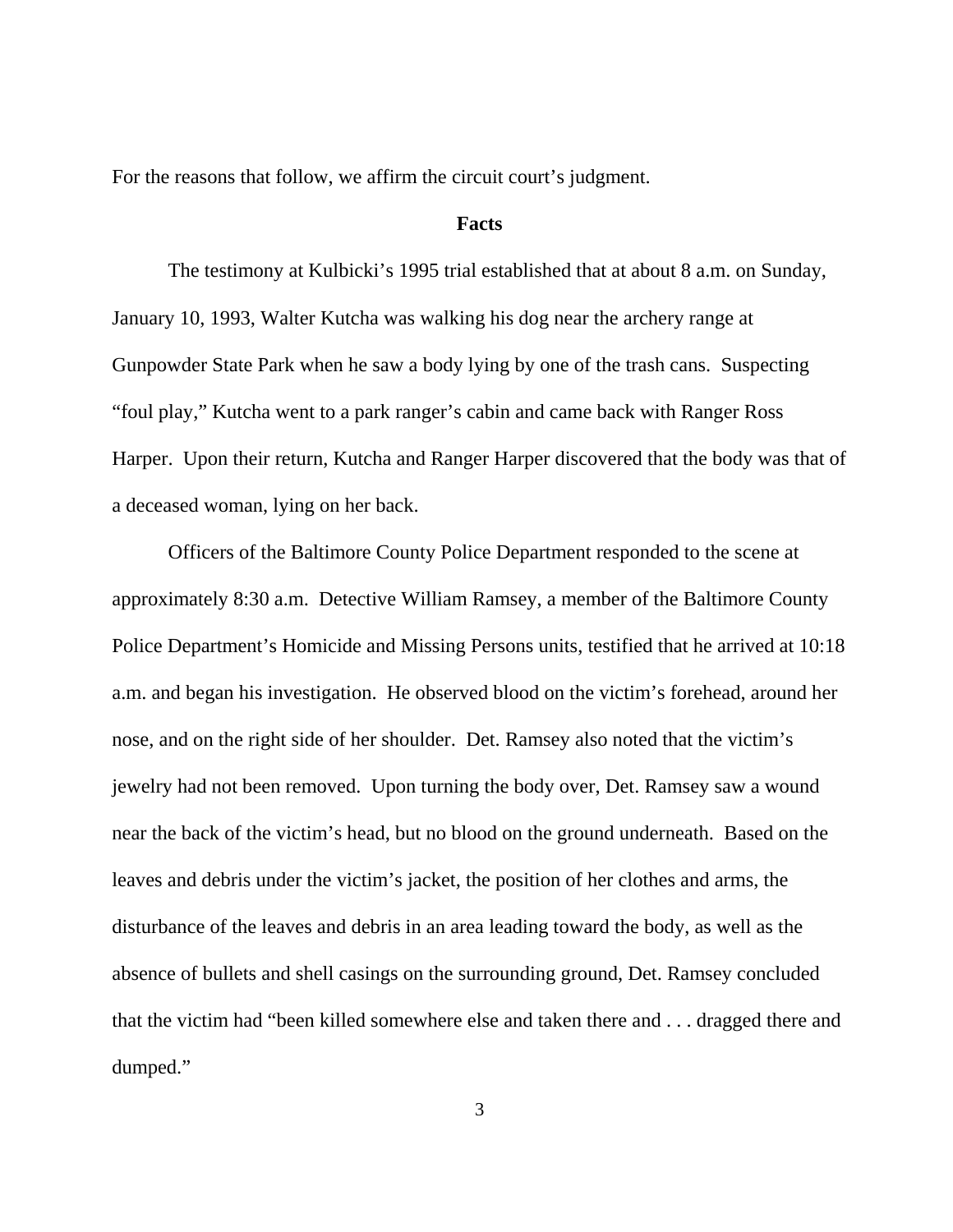For the reasons that follow, we affirm the circuit court's judgment.

**Facts**

The testimony at Kulbicki's 1995 trial established that at about 8 a.m. on Sunday, January 10, 1993, Walter Kutcha was walking his dog near the archery range at Gunpowder State Park when he saw a body lying by one of the trash cans. Suspecting "foul play," Kutcha went to a park ranger's cabin and came back with Ranger Ross Harper. Upon their return, Kutcha and Ranger Harper discovered that the body was that of a deceased woman, lying on her back.

Officers of the Baltimore County Police Department responded to the scene at approximately 8:30 a.m. Detective William Ramsey, a member of the Baltimore County Police Department's Homicide and Missing Persons units, testified that he arrived at 10:18 a.m. and began his investigation. He observed blood on the victim's forehead, around her nose, and on the right side of her shoulder. Det. Ramsey also noted that the victim's jewelry had not been removed. Upon turning the body over, Det. Ramsey saw a wound near the back of the victim's head, but no blood on the ground underneath. Based on the leaves and debris under the victim's jacket, the position of her clothes and arms, the disturbance of the leaves and debris in an area leading toward the body, as well as the absence of bullets and shell casings on the surrounding ground, Det. Ramsey concluded that the victim had "been killed somewhere else and taken there and . . . dragged there and dumped."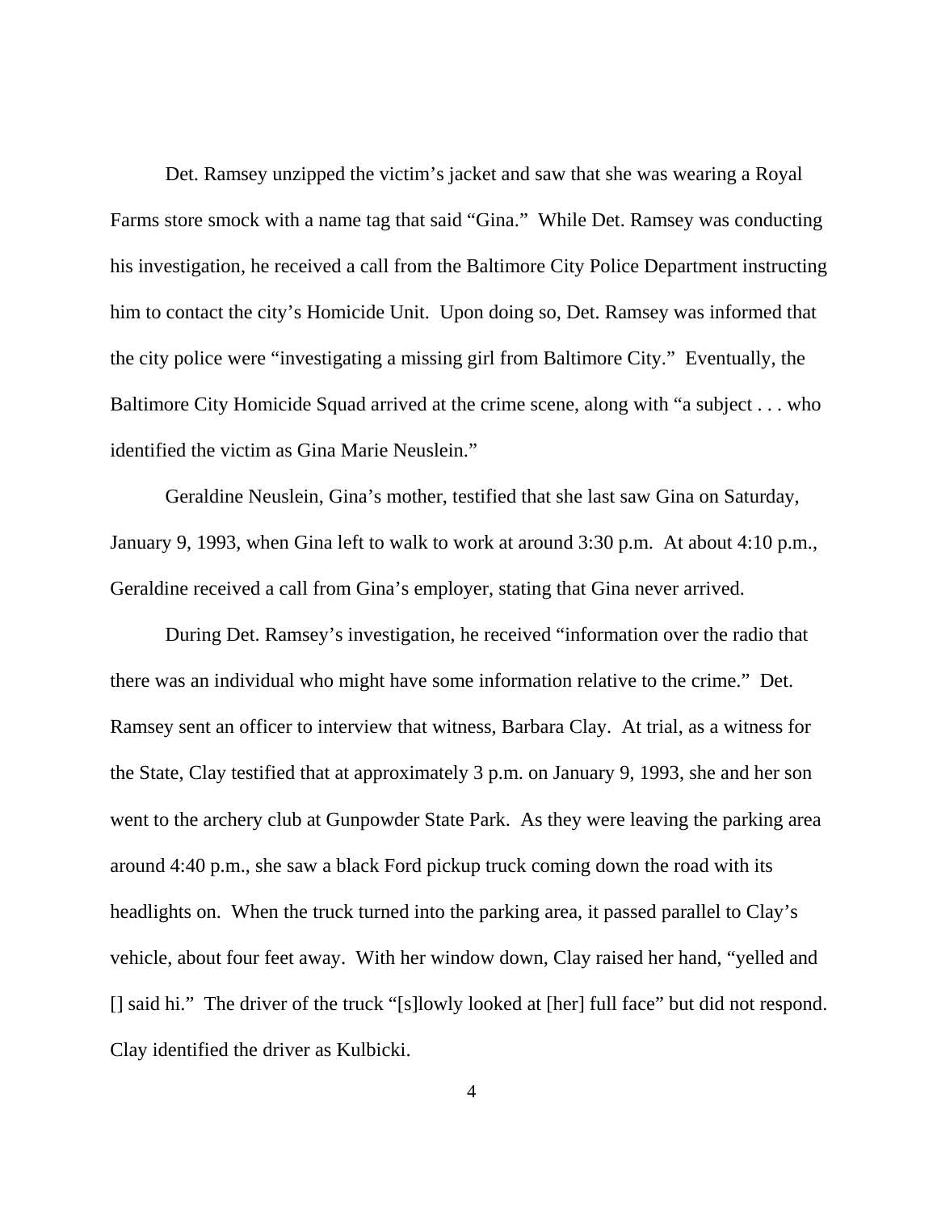Det. Ramsey unzipped the victim's jacket and saw that she was wearing a Royal Farms store smock with a name tag that said "Gina." While Det. Ramsey was conducting his investigation, he received a call from the Baltimore City Police Department instructing him to contact the city's Homicide Unit. Upon doing so, Det. Ramsey was informed that the city police were "investigating a missing girl from Baltimore City." Eventually, the Baltimore City Homicide Squad arrived at the crime scene, along with "a subject . . . who identified the victim as Gina Marie Neuslein."

Geraldine Neuslein, Gina's mother, testified that she last saw Gina on Saturday, January 9, 1993, when Gina left to walk to work at around 3:30 p.m. At about 4:10 p.m., Geraldine received a call from Gina's employer, stating that Gina never arrived.

During Det. Ramsey's investigation, he received "information over the radio that there was an individual who might have some information relative to the crime." Det. Ramsey sent an officer to interview that witness, Barbara Clay. At trial, as a witness for the State, Clay testified that at approximately 3 p.m. on January 9, 1993, she and her son went to the archery club at Gunpowder State Park. As they were leaving the parking area around 4:40 p.m., she saw a black Ford pickup truck coming down the road with its headlights on. When the truck turned into the parking area, it passed parallel to Clay's vehicle, about four feet away. With her window down, Clay raised her hand, "yelled and [] said hi." The driver of the truck "[s]lowly looked at [her] full face" but did not respond. Clay identified the driver as Kulbicki.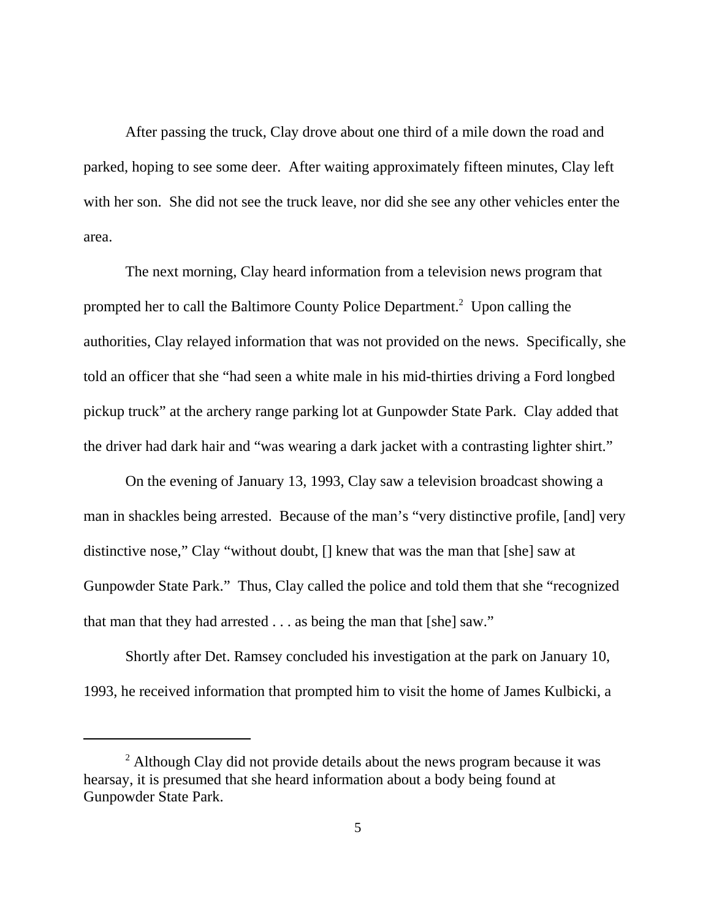After passing the truck, Clay drove about one third of a mile down the road and parked, hoping to see some deer. After waiting approximately fifteen minutes, Clay left with her son. She did not see the truck leave, nor did she see any other vehicles enter the area.

The next morning, Clay heard information from a television news program that prompted her to call the Baltimore County Police Department.[2] Upon calling the authorities, Clay relayed information that was not provided on the news. Specifically, she told an officer that she "had seen a white male in his mid-thirties driving a Ford longbed pickup truck" at the archery range parking lot at Gunpowder State Park. Clay added that the driver had dark hair and "was wearing a dark jacket with a contrasting lighter shirt."

On the evening of January 13, 1993, Clay saw a television broadcast showing a man in shackles being arrested. Because of the man's "very distinctive profile, [and] very distinctive nose," Clay "without doubt, [] knew that was the man that [she] saw at Gunpowder State Park." Thus, Clay called the police and told them that she "recognized that man that they had arrested . . . as being the man that [she] saw."

Shortly after Det. Ramsey concluded his investigation at the park on January 10, 1993, he received information that prompted him to visit the home of James Kulbicki, a

---

[2] Although Clay did not provide details about the news program because it was hearsay, it is presumed that she heard information about a body being found at Gunpowder State Park.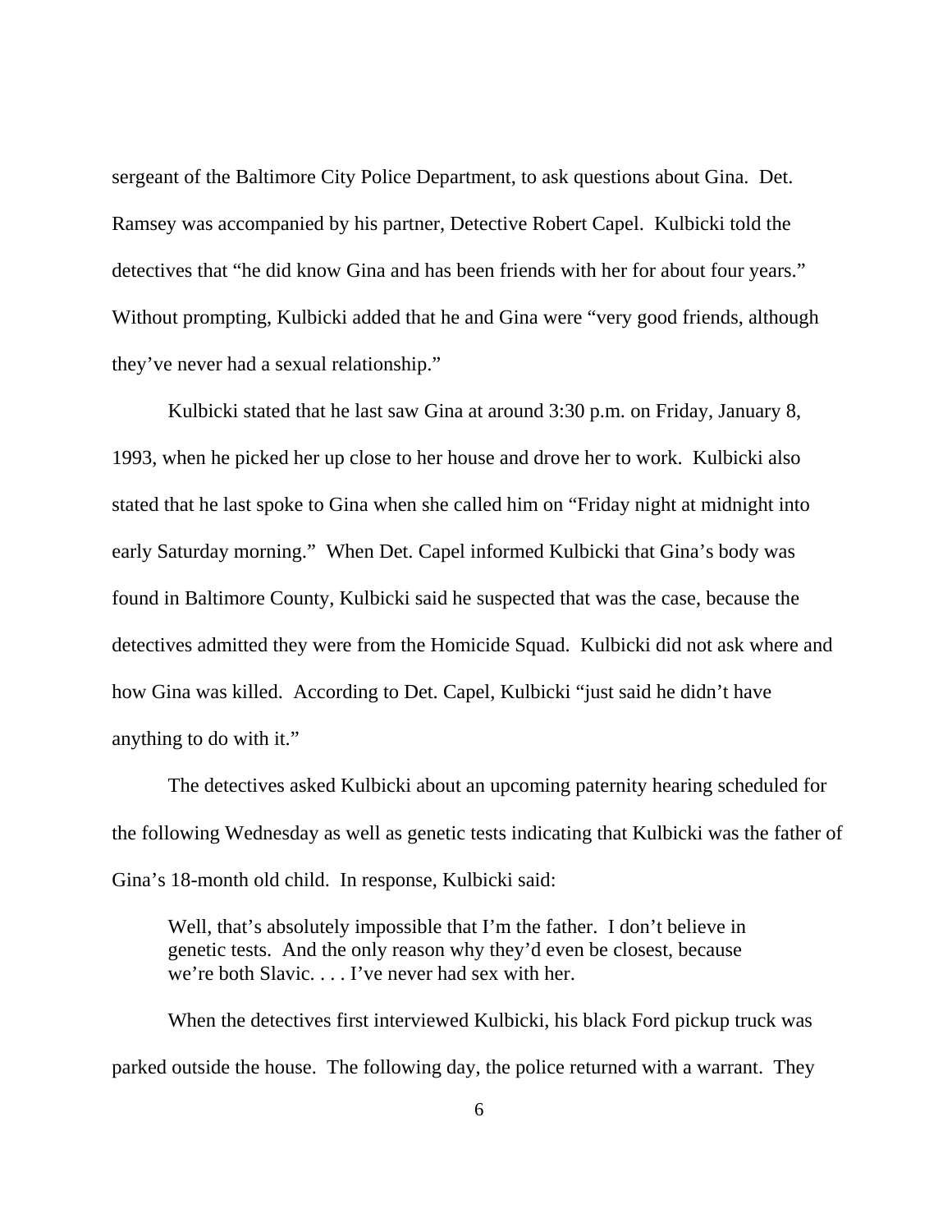sergeant of the Baltimore City Police Department, to ask questions about Gina. Det. Ramsey was accompanied by his partner, Detective Robert Capel. Kulbicki told the detectives that "he did know Gina and has been friends with her for about four years." Without prompting, Kulbicki added that he and Gina were "very good friends, although they've never had a sexual relationship."

Kulbicki stated that he last saw Gina at around 3:30 p.m. on Friday, January 8, 1993, when he picked her up close to her house and drove her to work. Kulbicki also stated that he last spoke to Gina when she called him on "Friday night at midnight into early Saturday morning." When Det. Capel informed Kulbicki that Gina's body was found in Baltimore County, Kulbicki said he suspected that was the case, because the detectives admitted they were from the Homicide Squad. Kulbicki did not ask where and how Gina was killed. According to Det. Capel, Kulbicki "just said he didn't have anything to do with it."

The detectives asked Kulbicki about an upcoming paternity hearing scheduled for the following Wednesday as well as genetic tests indicating that Kulbicki was the father of Gina's 18-month old child. In response, Kulbicki said:

> Well, that's absolutely impossible that I'm the father. I don't believe in genetic tests. And the only reason why they'd even be closest, because we're both Slavic. . . . I've never had sex with her.

When the detectives first interviewed Kulbicki, his black Ford pickup truck was parked outside the house. The following day, the police returned with a warrant. They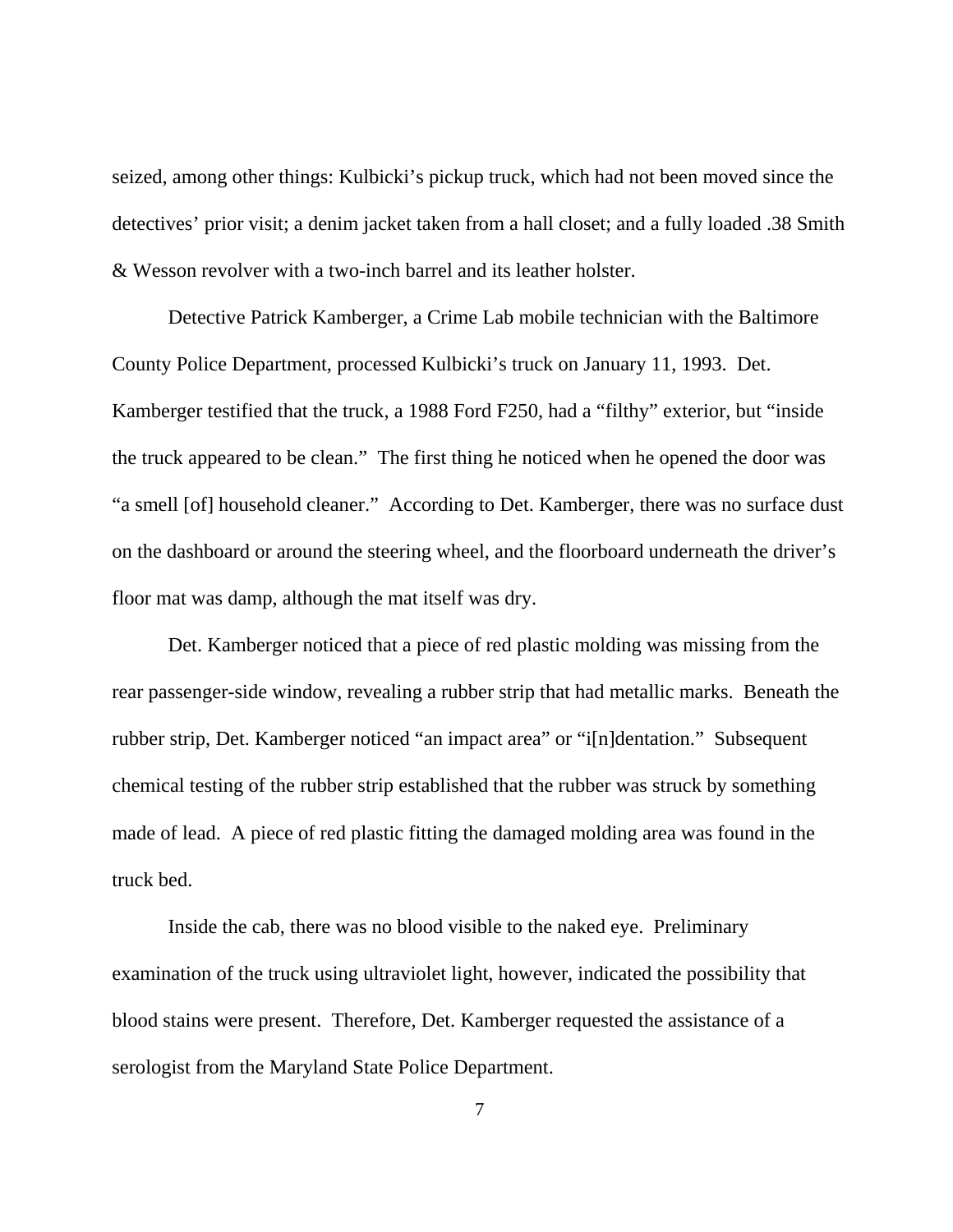seized, among other things: Kulbicki's pickup truck, which had not been moved since the detectives' prior visit; a denim jacket taken from a hall closet; and a fully loaded .38 Smith & Wesson revolver with a two-inch barrel and its leather holster.

Detective Patrick Kamberger, a Crime Lab mobile technician with the Baltimore County Police Department, processed Kulbicki's truck on January 11, 1993. Det. Kamberger testified that the truck, a 1988 Ford F250, had a "filthy" exterior, but "inside the truck appeared to be clean." The first thing he noticed when he opened the door was "a smell [of] household cleaner." According to Det. Kamberger, there was no surface dust on the dashboard or around the steering wheel, and the floorboard underneath the driver's floor mat was damp, although the mat itself was dry.

Det. Kamberger noticed that a piece of red plastic molding was missing from the rear passenger-side window, revealing a rubber strip that had metallic marks. Beneath the rubber strip, Det. Kamberger noticed "an impact area" or "i[n]dentation." Subsequent chemical testing of the rubber strip established that the rubber was struck by something made of lead. A piece of red plastic fitting the damaged molding area was found in the truck bed.

Inside the cab, there was no blood visible to the naked eye. Preliminary examination of the truck using ultraviolet light, however, indicated the possibility that blood stains were present. Therefore, Det. Kamberger requested the assistance of a serologist from the Maryland State Police Department.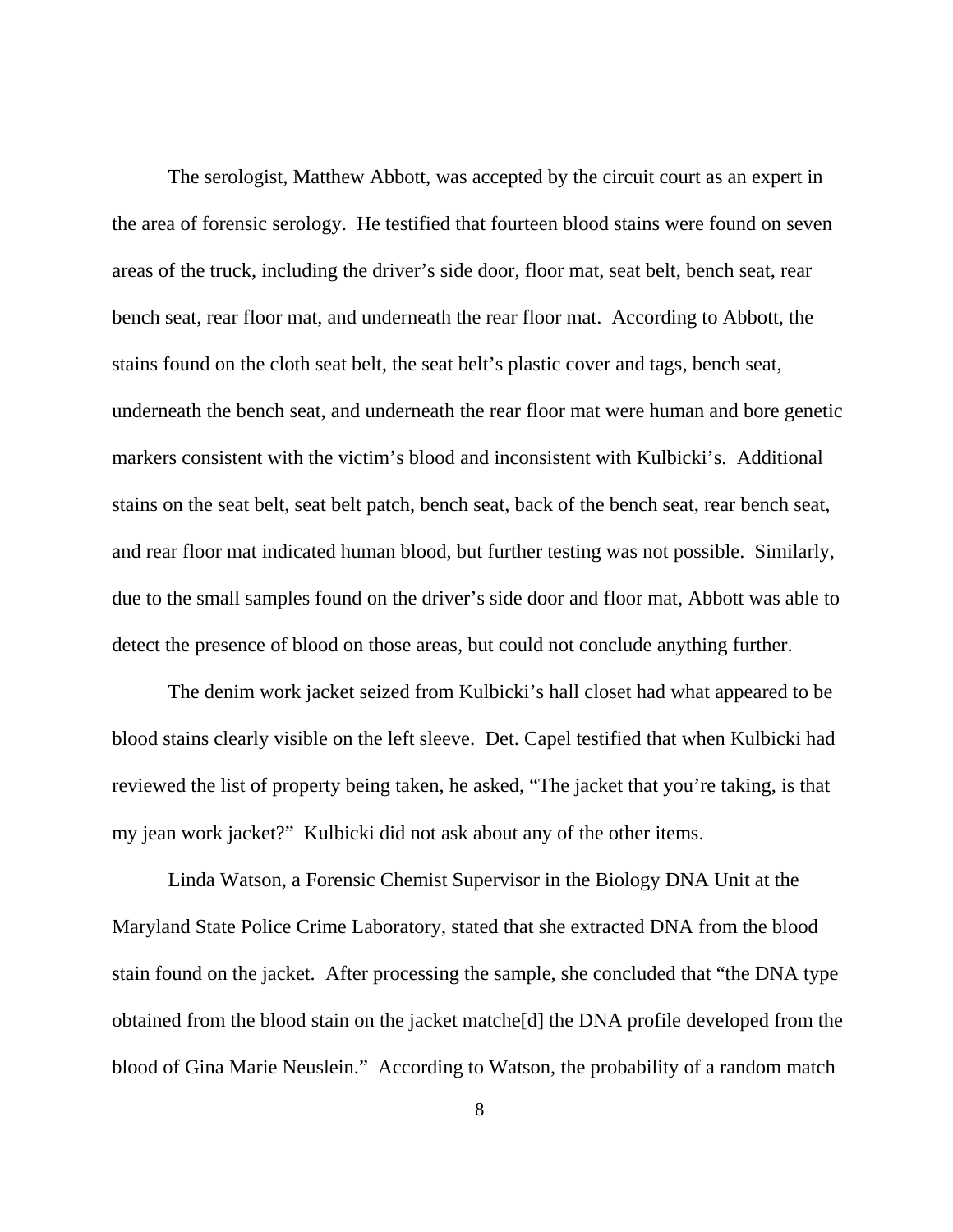The serologist, Matthew Abbott, was accepted by the circuit court as an expert in the area of forensic serology. He testified that fourteen blood stains were found on seven areas of the truck, including the driver's side door, floor mat, seat belt, bench seat, rear bench seat, rear floor mat, and underneath the rear floor mat. According to Abbott, the stains found on the cloth seat belt, the seat belt's plastic cover and tags, bench seat, underneath the bench seat, and underneath the rear floor mat were human and bore genetic markers consistent with the victim's blood and inconsistent with Kulbicki's. Additional stains on the seat belt, seat belt patch, bench seat, back of the bench seat, rear bench seat, and rear floor mat indicated human blood, but further testing was not possible. Similarly, due to the small samples found on the driver's side door and floor mat, Abbott was able to detect the presence of blood on those areas, but could not conclude anything further.

The denim work jacket seized from Kulbicki's hall closet had what appeared to be blood stains clearly visible on the left sleeve. Det. Capel testified that when Kulbicki had reviewed the list of property being taken, he asked, "The jacket that you're taking, is that my jean work jacket?" Kulbicki did not ask about any of the other items.

Linda Watson, a Forensic Chemist Supervisor in the Biology DNA Unit at the Maryland State Police Crime Laboratory, stated that she extracted DNA from the blood stain found on the jacket. After processing the sample, she concluded that "the DNA type obtained from the blood stain on the jacket matche[d] the DNA profile developed from the blood of Gina Marie Neuslein." According to Watson, the probability of a random match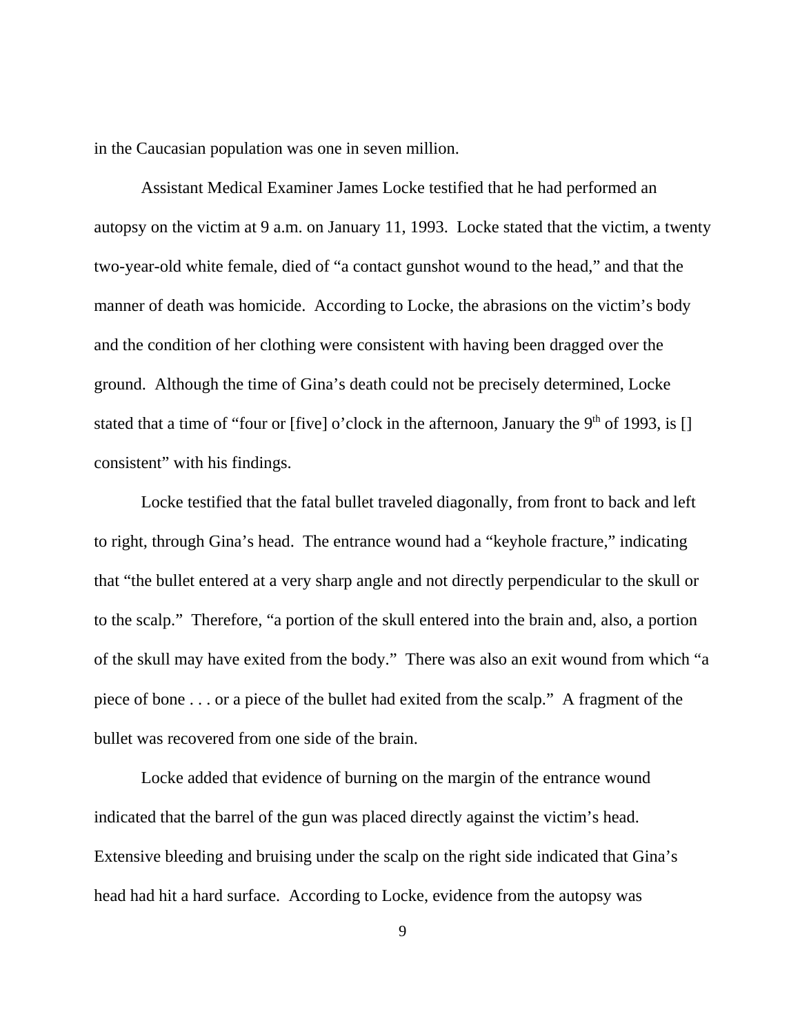in the Caucasian population was one in seven million.

Assistant Medical Examiner James Locke testified that he had performed an autopsy on the victim at 9 a.m. on January 11, 1993. Locke stated that the victim, a twenty two-year-old white female, died of "a contact gunshot wound to the head," and that the manner of death was homicide. According to Locke, the abrasions on the victim's body and the condition of her clothing were consistent with having been dragged over the ground. Although the time of Gina's death could not be precisely determined, Locke stated that a time of "four or [five] o'clock in the afternoon, January the 9th of 1993, is [] consistent" with his findings.

Locke testified that the fatal bullet traveled diagonally, from front to back and left to right, through Gina's head. The entrance wound had a "keyhole fracture," indicating that "the bullet entered at a very sharp angle and not directly perpendicular to the skull or to the scalp." Therefore, "a portion of the skull entered into the brain and, also, a portion of the skull may have exited from the body." There was also an exit wound from which "a piece of bone . . . or a piece of the bullet had exited from the scalp." A fragment of the bullet was recovered from one side of the brain.

Locke added that evidence of burning on the margin of the entrance wound indicated that the barrel of the gun was placed directly against the victim's head. Extensive bleeding and bruising under the scalp on the right side indicated that Gina's head had hit a hard surface. According to Locke, evidence from the autopsy was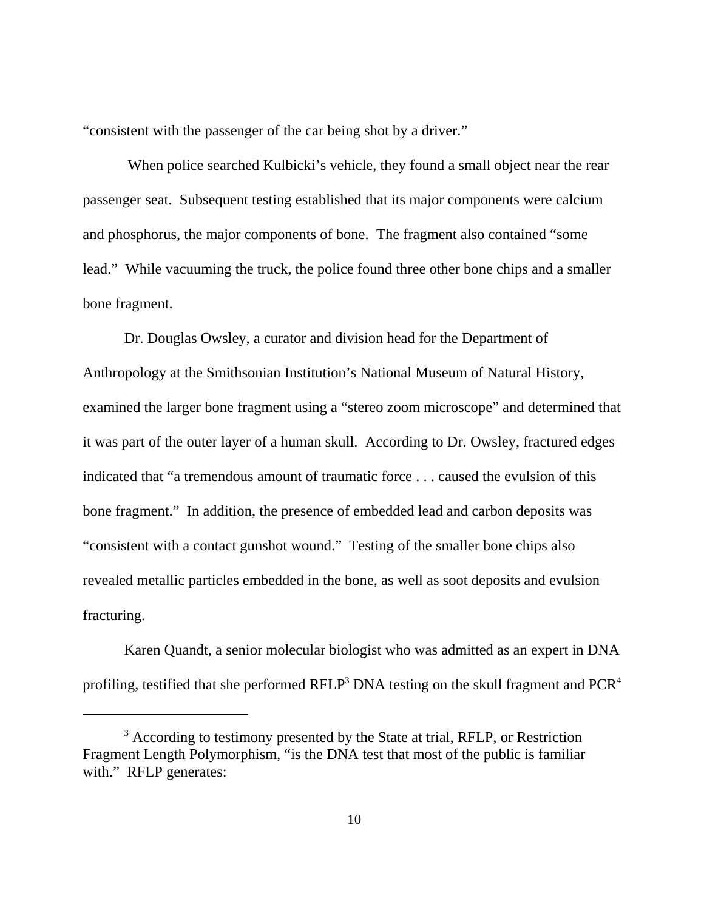"consistent with the passenger of the car being shot by a driver."

When police searched Kulbicki's vehicle, they found a small object near the rear passenger seat. Subsequent testing established that its major components were calcium and phosphorus, the major components of bone. The fragment also contained "some lead." While vacuuming the truck, the police found three other bone chips and a smaller bone fragment.

Dr. Douglas Owsley, a curator and division head for the Department of Anthropology at the Smithsonian Institution's National Museum of Natural History, examined the larger bone fragment using a "stereo zoom microscope" and determined that it was part of the outer layer of a human skull. According to Dr. Owsley, fractured edges indicated that "a tremendous amount of traumatic force . . . caused the evulsion of this bone fragment." In addition, the presence of embedded lead and carbon deposits was "consistent with a contact gunshot wound." Testing of the smaller bone chips also revealed metallic particles embedded in the bone, as well as soot deposits and evulsion fracturing.

Karen Quandt, a senior molecular biologist who was admitted as an expert in DNA profiling, testified that she performed RFLP[3] DNA testing on the skull fragment and PCR[4]

---

[3] According to testimony presented by the State at trial, RFLP, or Restriction Fragment Length Polymorphism, "is the DNA test that most of the public is familiar with." RFLP generates: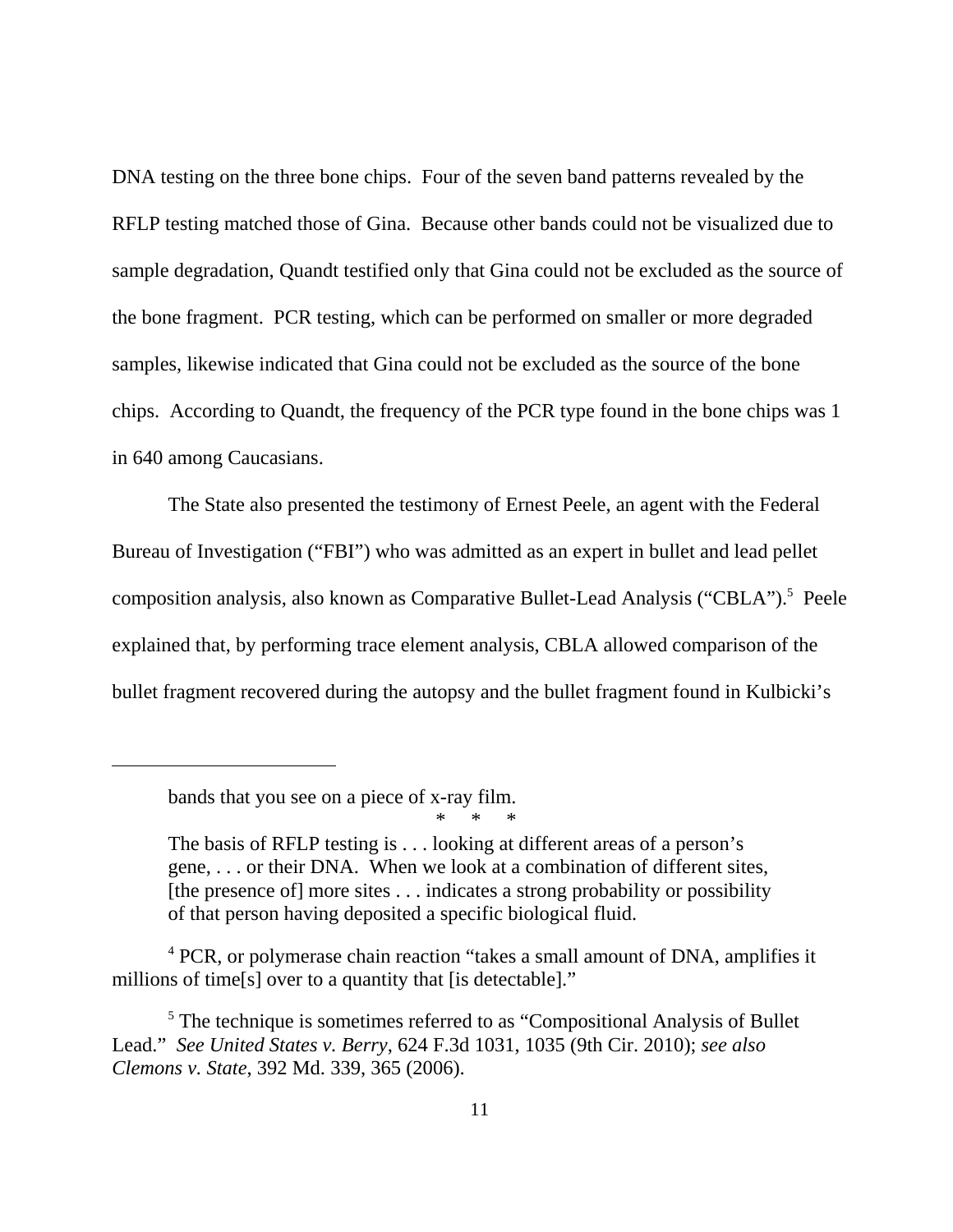DNA testing on the three bone chips. Four of the seven band patterns revealed by the RFLP testing matched those of Gina. Because other bands could not be visualized due to sample degradation, Quandt testified only that Gina could not be excluded as the source of the bone fragment. PCR testing, which can be performed on smaller or more degraded samples, likewise indicated that Gina could not be excluded as the source of the bone chips. According to Quandt, the frequency of the PCR type found in the bone chips was 1 in 640 among Caucasians.

The State also presented the testimony of Ernest Peele, an agent with the Federal Bureau of Investigation ("FBI") who was admitted as an expert in bullet and lead pellet composition analysis, also known as Comparative Bullet-Lead Analysis ("CBLA").[5] Peele explained that, by performing trace element analysis, CBLA allowed comparison of the bullet fragment recovered during the autopsy and the bullet fragment found in Kulbicki's

---

> bands that you see on a piece of x-ray film.
>
> \* \* \*
>
> The basis of RFLP testing is . . . looking at different areas of a person's gene, . . . or their DNA. When we look at a combination of different sites, [the presence of] more sites . . . indicates a strong probability or possibility of that person having deposited a specific biological fluid.

[4] PCR, or polymerase chain reaction "takes a small amount of DNA, amplifies it millions of time[s] over to a quantity that [is detectable]."

[5] The technique is sometimes referred to as "Compositional Analysis of Bullet Lead." *See United States v. Berry*, 624 F.3d 1031, 1035 (9th Cir. 2010); *see also Clemons v. State*, 392 Md. 339, 365 (2006).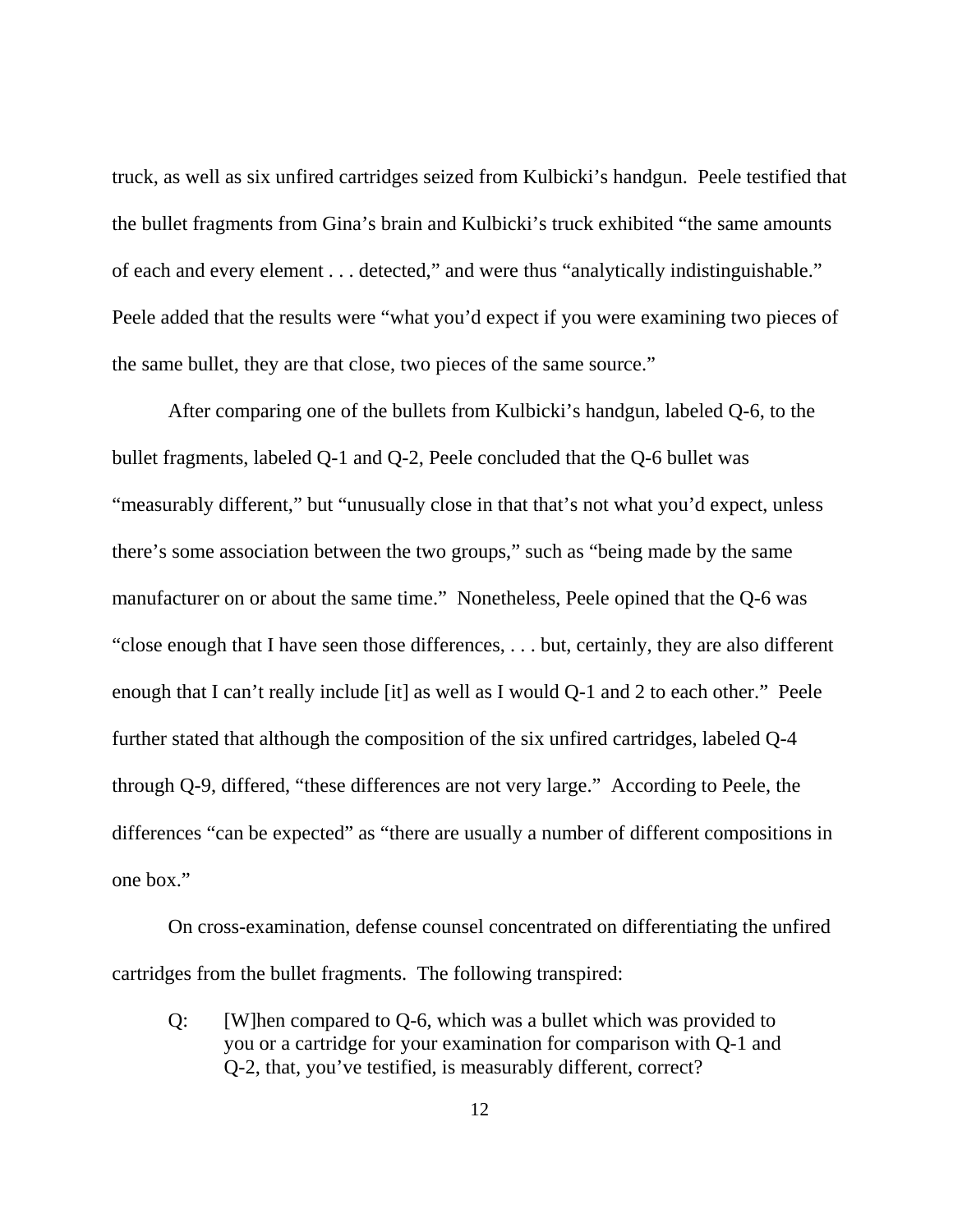truck, as well as six unfired cartridges seized from Kulbicki's handgun. Peele testified that the bullet fragments from Gina's brain and Kulbicki's truck exhibited "the same amounts of each and every element . . . detected," and were thus "analytically indistinguishable." Peele added that the results were "what you'd expect if you were examining two pieces of the same bullet, they are that close, two pieces of the same source."

After comparing one of the bullets from Kulbicki's handgun, labeled Q-6, to the bullet fragments, labeled Q-1 and Q-2, Peele concluded that the Q-6 bullet was "measurably different," but "unusually close in that that's not what you'd expect, unless there's some association between the two groups," such as "being made by the same manufacturer on or about the same time." Nonetheless, Peele opined that the Q-6 was "close enough that I have seen those differences, . . . but, certainly, they are also different enough that I can't really include [it] as well as I would Q-1 and 2 to each other." Peele further stated that although the composition of the six unfired cartridges, labeled Q-4 through Q-9, differed, "these differences are not very large." According to Peele, the differences "can be expected" as "there are usually a number of different compositions in one box."

On cross-examination, defense counsel concentrated on differentiating the unfired cartridges from the bullet fragments. The following transpired:

> Q: [W]hen compared to Q-6, which was a bullet which was provided to you or a cartridge for your examination for comparison with Q-1 and Q-2, that, you've testified, is measurably different, correct?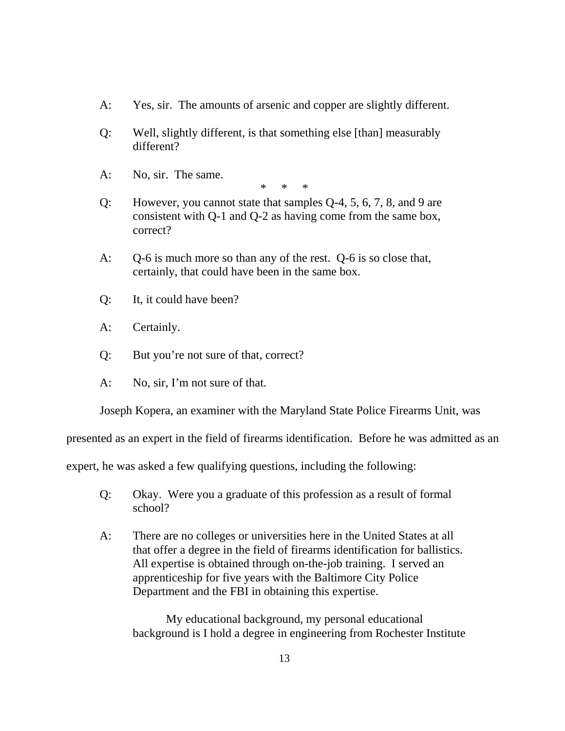A: Yes, sir. The amounts of arsenic and copper are slightly different.

Q: Well, slightly different, is that something else [than] measurably different?

A: No, sir. The same.

\* \* \*

Q: However, you cannot state that samples Q-4, 5, 6, 7, 8, and 9 are consistent with Q-1 and Q-2 as having come from the same box, correct?

A: Q-6 is much more so than any of the rest. Q-6 is so close that, certainly, that could have been in the same box.

Q: It, it could have been?

A: Certainly.

Q: But you're not sure of that, correct?

A: No, sir, I'm not sure of that.

Joseph Kopera, an examiner with the Maryland State Police Firearms Unit, was presented as an expert in the field of firearms identification. Before he was admitted as an expert, he was asked a few qualifying questions, including the following:

Q: Okay. Were you a graduate of this profession as a result of formal school?

A: There are no colleges or universities here in the United States at all that offer a degree in the field of firearms identification for ballistics. All expertise is obtained through on-the-job training. I served an apprenticeship for five years with the Baltimore City Police Department and the FBI in obtaining this expertise.

My educational background, my personal educational background is I hold a degree in engineering from Rochester Institute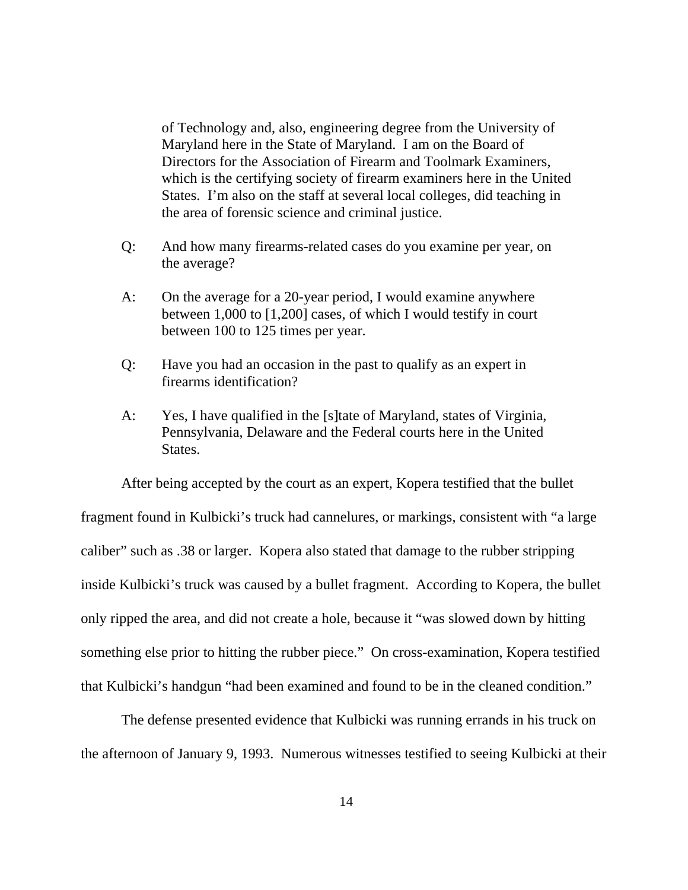> of Technology and, also, engineering degree from the University of Maryland here in the State of Maryland. I am on the Board of Directors for the Association of Firearm and Toolmark Examiners, which is the certifying society of firearm examiners here in the United States. I'm also on the staff at several local colleges, did teaching in the area of forensic science and criminal justice.
>
> Q: And how many firearms-related cases do you examine per year, on the average?
>
> A: On the average for a 20-year period, I would examine anywhere between 1,000 to [1,200] cases, of which I would testify in court between 100 to 125 times per year.
>
> Q: Have you had an occasion in the past to qualify as an expert in firearms identification?
>
> A: Yes, I have qualified in the [s]tate of Maryland, states of Virginia, Pennsylvania, Delaware and the Federal courts here in the United States.

After being accepted by the court as an expert, Kopera testified that the bullet fragment found in Kulbicki's truck had cannelures, or markings, consistent with "a large caliber" such as .38 or larger. Kopera also stated that damage to the rubber stripping inside Kulbicki's truck was caused by a bullet fragment. According to Kopera, the bullet only ripped the area, and did not create a hole, because it "was slowed down by hitting something else prior to hitting the rubber piece." On cross-examination, Kopera testified that Kulbicki's handgun "had been examined and found to be in the cleaned condition."

The defense presented evidence that Kulbicki was running errands in his truck on the afternoon of January 9, 1993. Numerous witnesses testified to seeing Kulbicki at their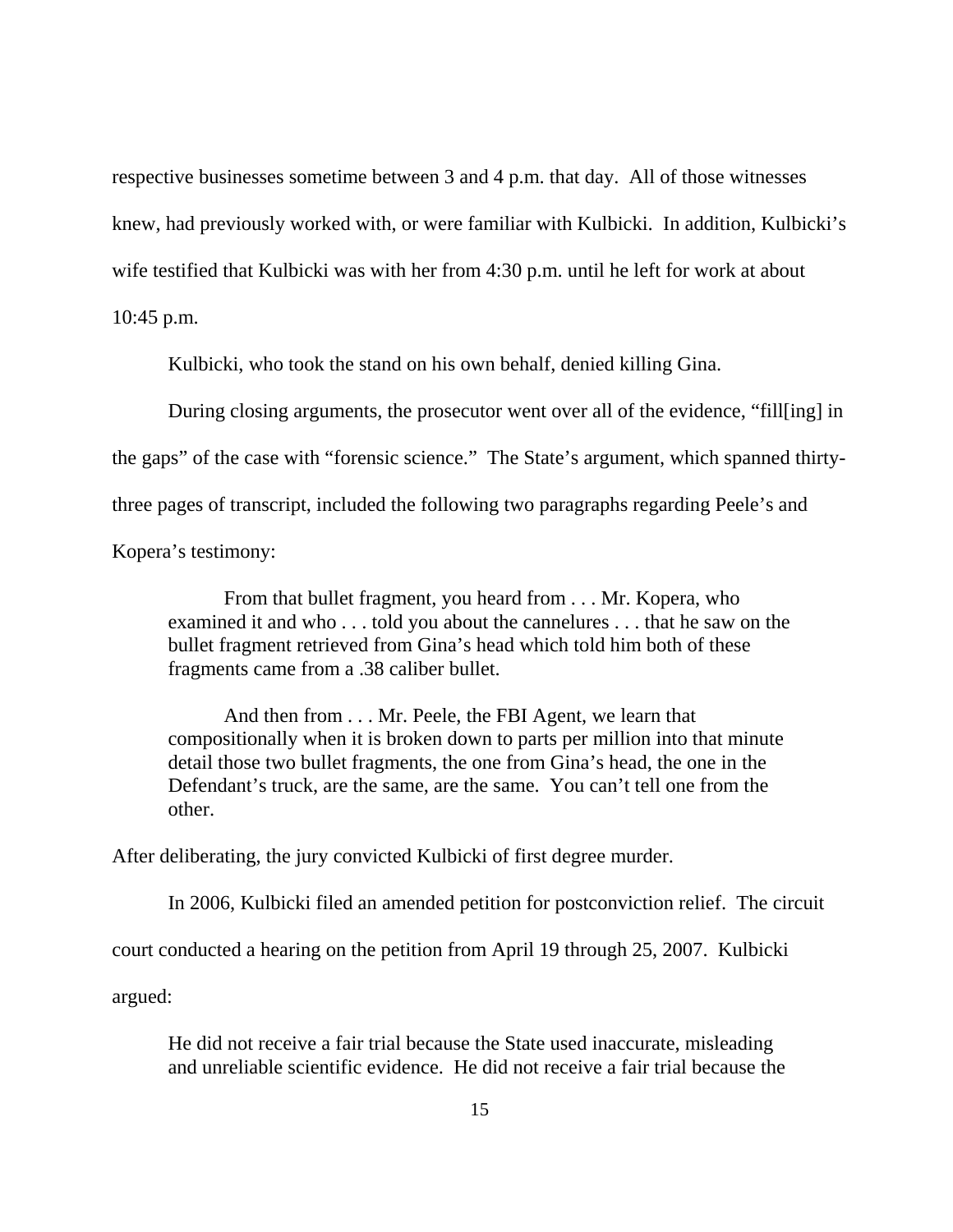respective businesses sometime between 3 and 4 p.m. that day. All of those witnesses knew, had previously worked with, or were familiar with Kulbicki. In addition, Kulbicki's wife testified that Kulbicki was with her from 4:30 p.m. until he left for work at about 10:45 p.m.

Kulbicki, who took the stand on his own behalf, denied killing Gina.

During closing arguments, the prosecutor went over all of the evidence, "fill[ing] in the gaps" of the case with "forensic science." The State's argument, which spanned thirty-three pages of transcript, included the following two paragraphs regarding Peele's and Kopera's testimony:

> From that bullet fragment, you heard from . . . Mr. Kopera, who examined it and who . . . told you about the cannelures . . . that he saw on the bullet fragment retrieved from Gina's head which told him both of these fragments came from a .38 caliber bullet.
>
> And then from . . . Mr. Peele, the FBI Agent, we learn that compositionally when it is broken down to parts per million into that minute detail those two bullet fragments, the one from Gina's head, the one in the Defendant's truck, are the same, are the same. You can't tell one from the other.

After deliberating, the jury convicted Kulbicki of first degree murder.

In 2006, Kulbicki filed an amended petition for postconviction relief. The circuit court conducted a hearing on the petition from April 19 through 25, 2007. Kulbicki argued:

> He did not receive a fair trial because the State used inaccurate, misleading and unreliable scientific evidence. He did not receive a fair trial because the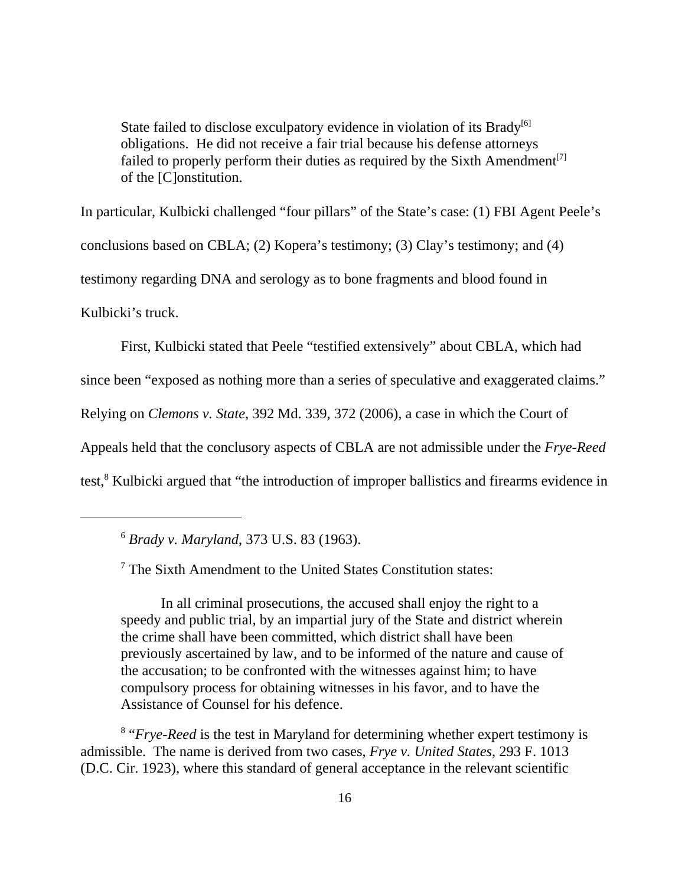> State failed to disclose exculpatory evidence in violation of its Brady[6] obligations. He did not receive a fair trial because his defense attorneys failed to properly perform their duties as required by the Sixth Amendment[7] of the [C]onstitution.

In particular, Kulbicki challenged "four pillars" of the State's case: (1) FBI Agent Peele's conclusions based on CBLA; (2) Kopera's testimony; (3) Clay's testimony; and (4) testimony regarding DNA and serology as to bone fragments and blood found in Kulbicki's truck.

First, Kulbicki stated that Peele "testified extensively" about CBLA, which had since been "exposed as nothing more than a series of speculative and exaggerated claims." Relying on *Clemons v. State*, 392 Md. 339, 372 (2006), a case in which the Court of Appeals held that the conclusory aspects of CBLA are not admissible under the *Frye-Reed* test,[8] Kulbicki argued that "the introduction of improper ballistics and firearms evidence in

---

[6] *Brady v. Maryland*, 373 U.S. 83 (1963).

[7] The Sixth Amendment to the United States Constitution states:

> In all criminal prosecutions, the accused shall enjoy the right to a speedy and public trial, by an impartial jury of the State and district wherein the crime shall have been committed, which district shall have been previously ascertained by law, and to be informed of the nature and cause of the accusation; to be confronted with the witnesses against him; to have compulsory process for obtaining witnesses in his favor, and to have the Assistance of Counsel for his defence.

[8] "*Frye-Reed* is the test in Maryland for determining whether expert testimony is admissible. The name is derived from two cases, *Frye v. United States*, 293 F. 1013 (D.C. Cir. 1923), where this standard of general acceptance in the relevant scientific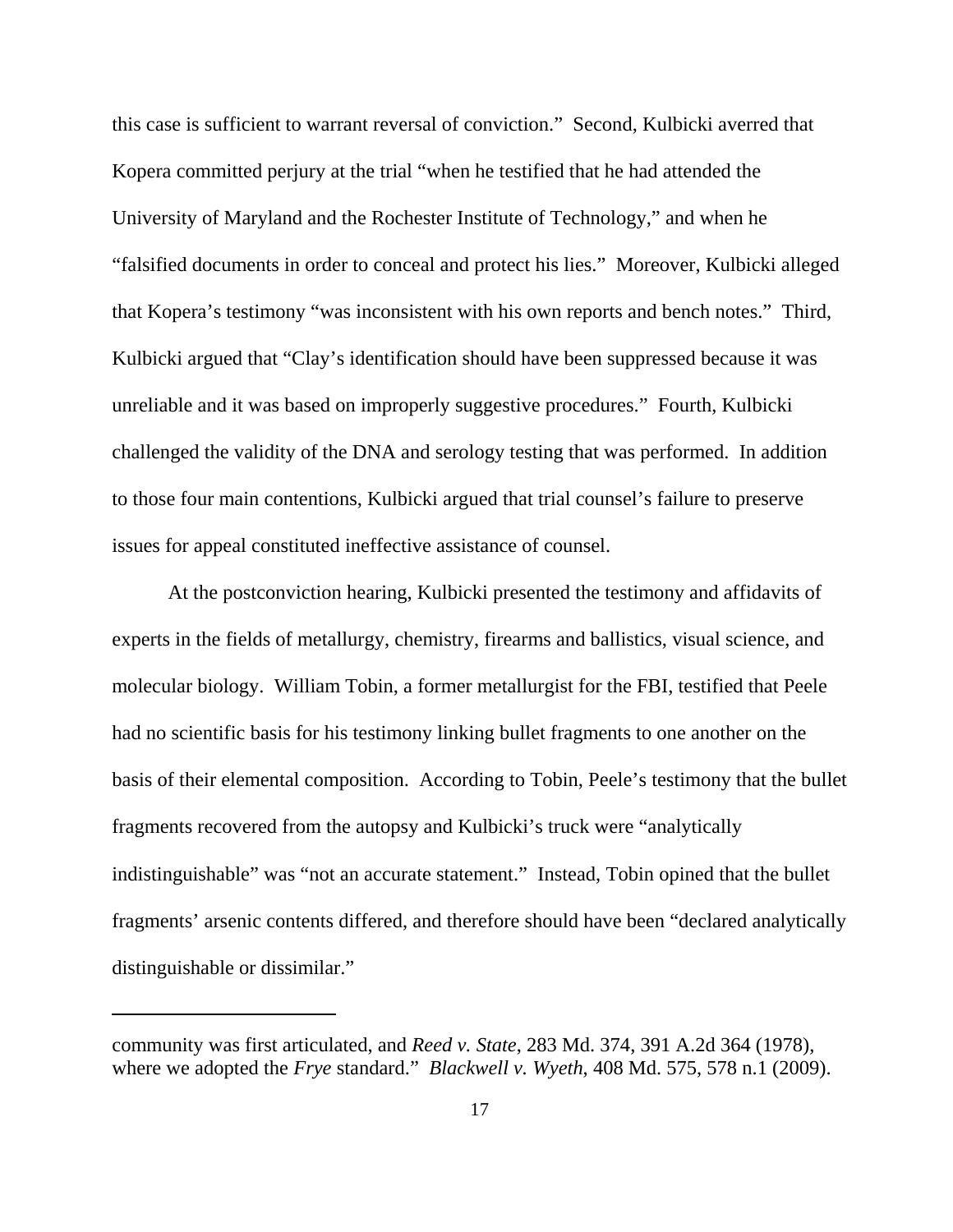this case is sufficient to warrant reversal of conviction." Second, Kulbicki averred that Kopera committed perjury at the trial "when he testified that he had attended the University of Maryland and the Rochester Institute of Technology," and when he "falsified documents in order to conceal and protect his lies." Moreover, Kulbicki alleged that Kopera's testimony "was inconsistent with his own reports and bench notes." Third, Kulbicki argued that "Clay's identification should have been suppressed because it was unreliable and it was based on improperly suggestive procedures." Fourth, Kulbicki challenged the validity of the DNA and serology testing that was performed. In addition to those four main contentions, Kulbicki argued that trial counsel's failure to preserve issues for appeal constituted ineffective assistance of counsel.

At the postconviction hearing, Kulbicki presented the testimony and affidavits of experts in the fields of metallurgy, chemistry, firearms and ballistics, visual science, and molecular biology. William Tobin, a former metallurgist for the FBI, testified that Peele had no scientific basis for his testimony linking bullet fragments to one another on the basis of their elemental composition. According to Tobin, Peele's testimony that the bullet fragments recovered from the autopsy and Kulbicki's truck were "analytically indistinguishable" was "not an accurate statement." Instead, Tobin opined that the bullet fragments' arsenic contents differed, and therefore should have been "declared analytically distinguishable or dissimilar."

---

community was first articulated, and *Reed v. State*, 283 Md. 374, 391 A.2d 364 (1978), where we adopted the *Frye* standard." *Blackwell v. Wyeth*, 408 Md. 575, 578 n.1 (2009).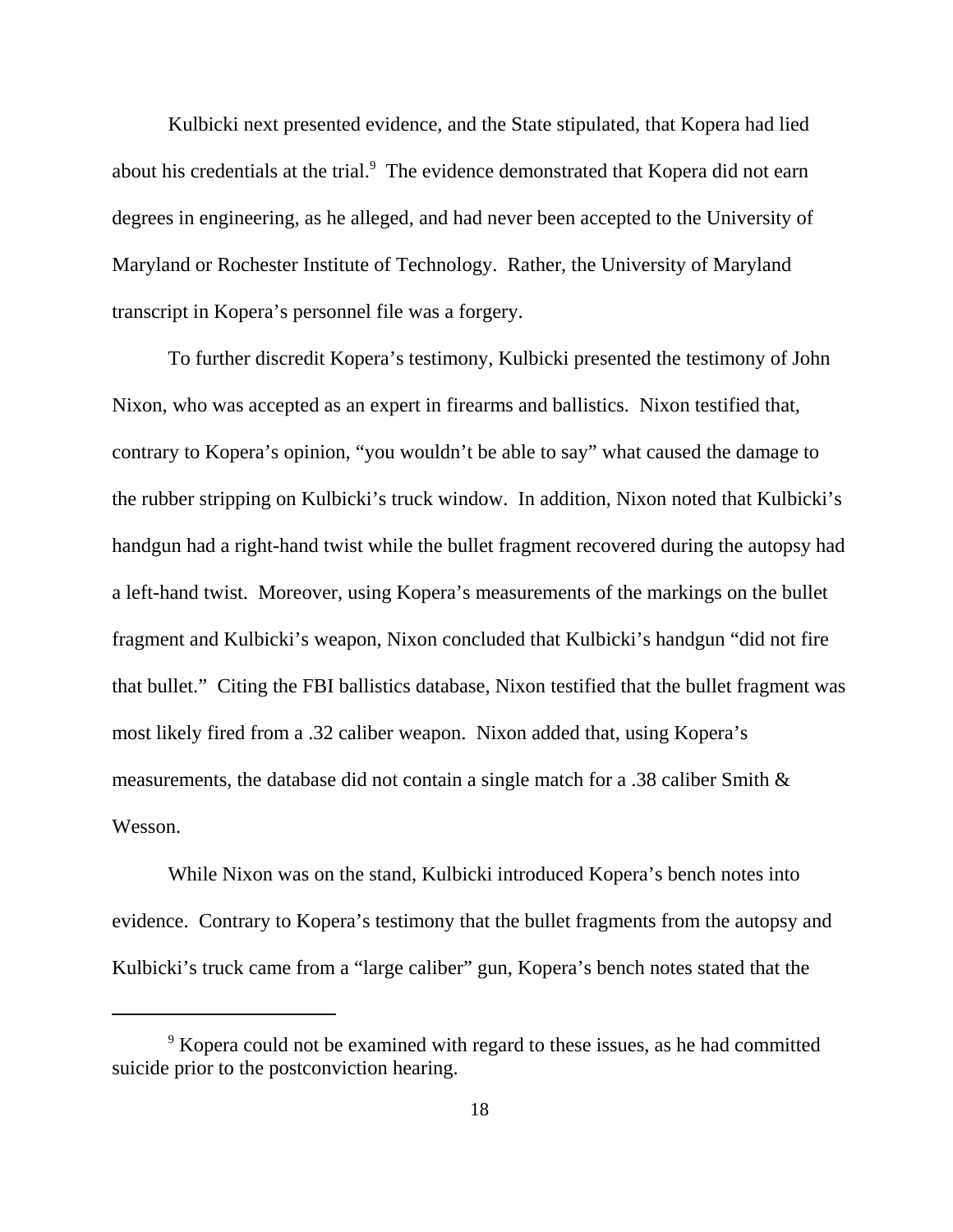Kulbicki next presented evidence, and the State stipulated, that Kopera had lied about his credentials at the trial.[9] The evidence demonstrated that Kopera did not earn degrees in engineering, as he alleged, and had never been accepted to the University of Maryland or Rochester Institute of Technology. Rather, the University of Maryland transcript in Kopera's personnel file was a forgery.

To further discredit Kopera's testimony, Kulbicki presented the testimony of John Nixon, who was accepted as an expert in firearms and ballistics. Nixon testified that, contrary to Kopera's opinion, "you wouldn't be able to say" what caused the damage to the rubber stripping on Kulbicki's truck window. In addition, Nixon noted that Kulbicki's handgun had a right-hand twist while the bullet fragment recovered during the autopsy had a left-hand twist. Moreover, using Kopera's measurements of the markings on the bullet fragment and Kulbicki's weapon, Nixon concluded that Kulbicki's handgun "did not fire that bullet." Citing the FBI ballistics database, Nixon testified that the bullet fragment was most likely fired from a .32 caliber weapon. Nixon added that, using Kopera's measurements, the database did not contain a single match for a .38 caliber Smith & Wesson.

While Nixon was on the stand, Kulbicki introduced Kopera's bench notes into evidence. Contrary to Kopera's testimony that the bullet fragments from the autopsy and Kulbicki's truck came from a "large caliber" gun, Kopera's bench notes stated that the

[9] Kopera could not be examined with regard to these issues, as he had committed suicide prior to the postconviction hearing.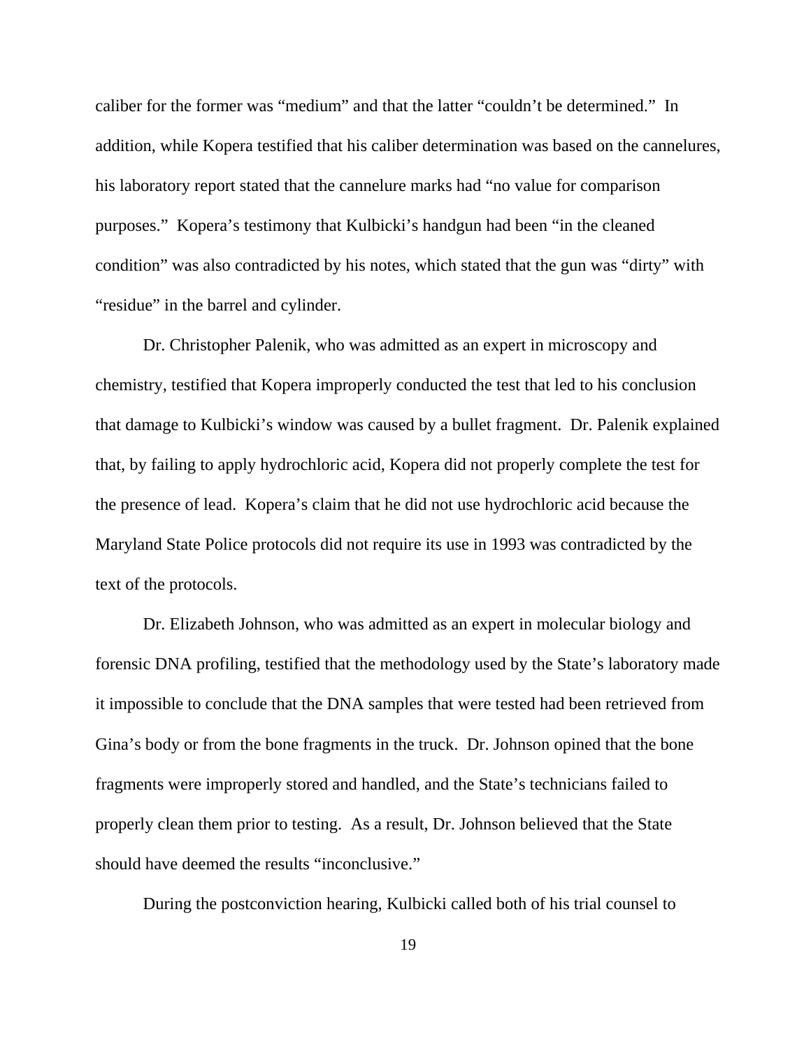caliber for the former was "medium" and that the latter "couldn't be determined." In addition, while Kopera testified that his caliber determination was based on the cannelures, his laboratory report stated that the cannelure marks had "no value for comparison purposes." Kopera's testimony that Kulbicki's handgun had been "in the cleaned condition" was also contradicted by his notes, which stated that the gun was "dirty" with "residue" in the barrel and cylinder.

Dr. Christopher Palenik, who was admitted as an expert in microscopy and chemistry, testified that Kopera improperly conducted the test that led to his conclusion that damage to Kulbicki's window was caused by a bullet fragment. Dr. Palenik explained that, by failing to apply hydrochloric acid, Kopera did not properly complete the test for the presence of lead. Kopera's claim that he did not use hydrochloric acid because the Maryland State Police protocols did not require its use in 1993 was contradicted by the text of the protocols.

Dr. Elizabeth Johnson, who was admitted as an expert in molecular biology and forensic DNA profiling, testified that the methodology used by the State's laboratory made it impossible to conclude that the DNA samples that were tested had been retrieved from Gina's body or from the bone fragments in the truck. Dr. Johnson opined that the bone fragments were improperly stored and handled, and the State's technicians failed to properly clean them prior to testing. As a result, Dr. Johnson believed that the State should have deemed the results "inconclusive."

During the postconviction hearing, Kulbicki called both of his trial counsel to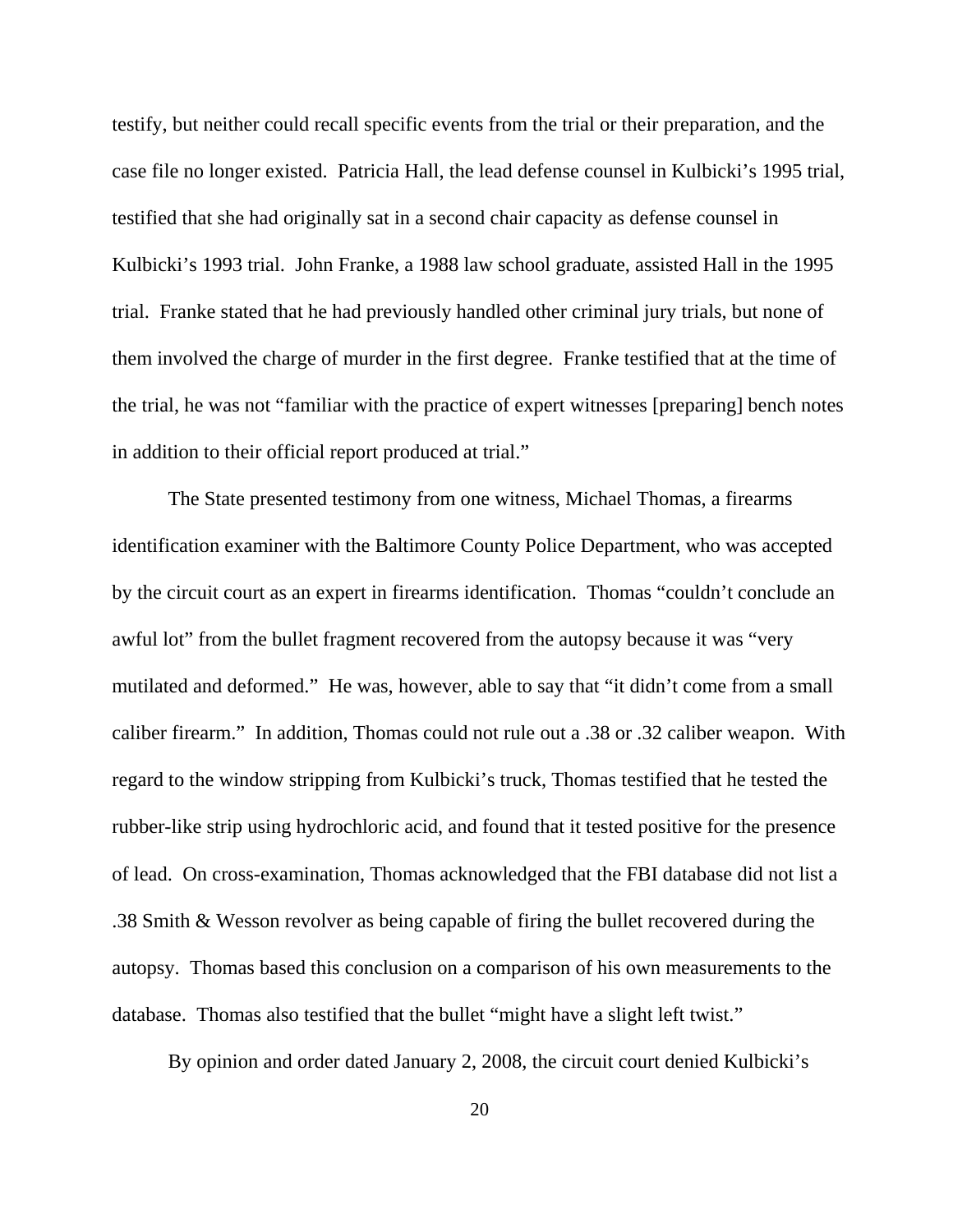testify, but neither could recall specific events from the trial or their preparation, and the case file no longer existed. Patricia Hall, the lead defense counsel in Kulbicki's 1995 trial, testified that she had originally sat in a second chair capacity as defense counsel in Kulbicki's 1993 trial. John Franke, a 1988 law school graduate, assisted Hall in the 1995 trial. Franke stated that he had previously handled other criminal jury trials, but none of them involved the charge of murder in the first degree. Franke testified that at the time of the trial, he was not "familiar with the practice of expert witnesses [preparing] bench notes in addition to their official report produced at trial."

The State presented testimony from one witness, Michael Thomas, a firearms identification examiner with the Baltimore County Police Department, who was accepted by the circuit court as an expert in firearms identification. Thomas "couldn't conclude an awful lot" from the bullet fragment recovered from the autopsy because it was "very mutilated and deformed." He was, however, able to say that "it didn't come from a small caliber firearm." In addition, Thomas could not rule out a .38 or .32 caliber weapon. With regard to the window stripping from Kulbicki's truck, Thomas testified that he tested the rubber-like strip using hydrochloric acid, and found that it tested positive for the presence of lead. On cross-examination, Thomas acknowledged that the FBI database did not list a .38 Smith & Wesson revolver as being capable of firing the bullet recovered during the autopsy. Thomas based this conclusion on a comparison of his own measurements to the database. Thomas also testified that the bullet "might have a slight left twist."

By opinion and order dated January 2, 2008, the circuit court denied Kulbicki's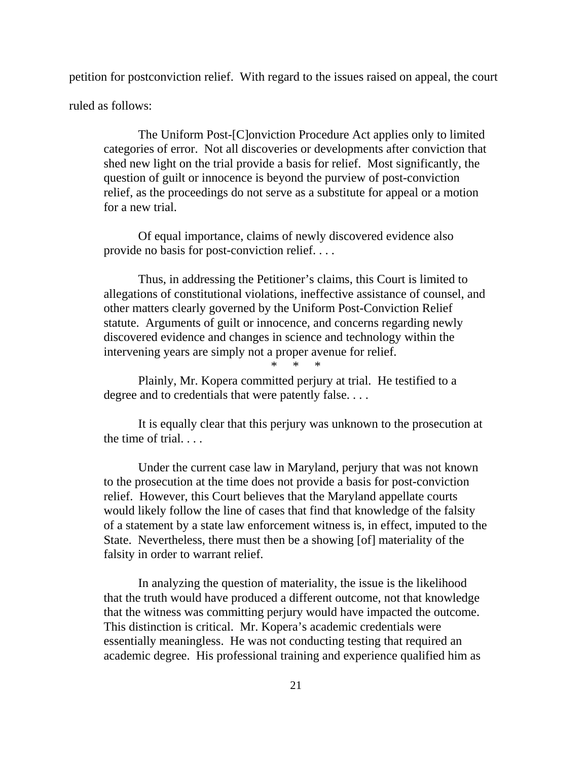petition for postconviction relief. With regard to the issues raised on appeal, the court ruled as follows:

> The Uniform Post-[C]onviction Procedure Act applies only to limited categories of error. Not all discoveries or developments after conviction that shed new light on the trial provide a basis for relief. Most significantly, the question of guilt or innocence is beyond the purview of post-conviction relief, as the proceedings do not serve as a substitute for appeal or a motion for a new trial.
>
> Of equal importance, claims of newly discovered evidence also provide no basis for post-conviction relief. . . .
>
> Thus, in addressing the Petitioner's claims, this Court is limited to allegations of constitutional violations, ineffective assistance of counsel, and other matters clearly governed by the Uniform Post-Conviction Relief statute. Arguments of guilt or innocence, and concerns regarding newly discovered evidence and changes in science and technology within the intervening years are simply not a proper avenue for relief.
>
> \*   \*   \*
>
> Plainly, Mr. Kopera committed perjury at trial. He testified to a degree and to credentials that were patently false. . . .
>
> It is equally clear that this perjury was unknown to the prosecution at the time of trial. . . .
>
> Under the current case law in Maryland, perjury that was not known to the prosecution at the time does not provide a basis for post-conviction relief. However, this Court believes that the Maryland appellate courts would likely follow the line of cases that find that knowledge of the falsity of a statement by a state law enforcement witness is, in effect, imputed to the State. Nevertheless, there must then be a showing [of] materiality of the falsity in order to warrant relief.
>
> In analyzing the question of materiality, the issue is the likelihood that the truth would have produced a different outcome, not that knowledge that the witness was committing perjury would have impacted the outcome. This distinction is critical. Mr. Kopera's academic credentials were essentially meaningless. He was not conducting testing that required an academic degree. His professional training and experience qualified him as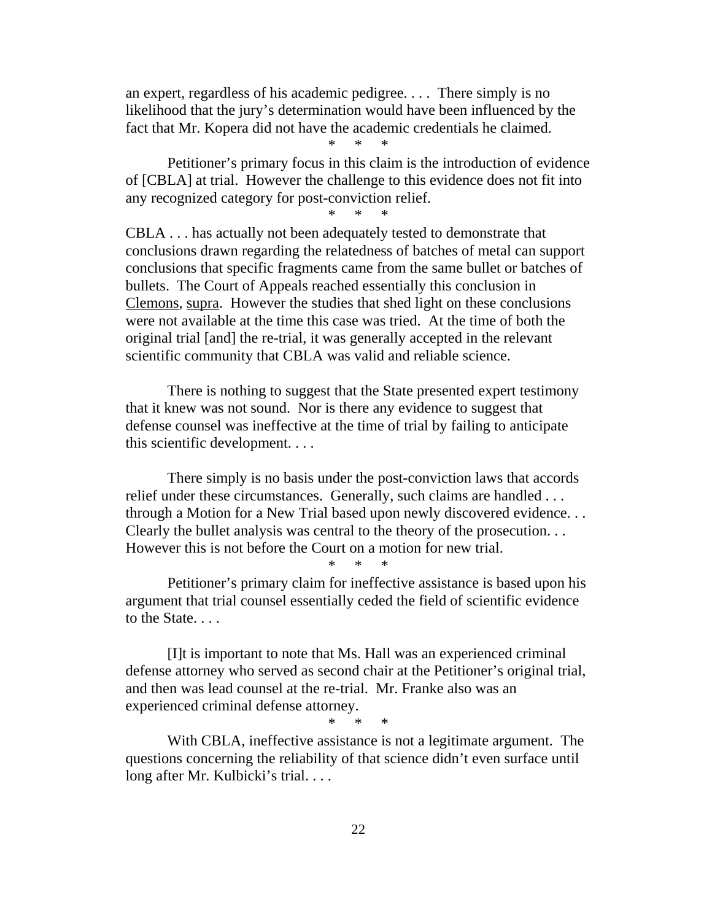an expert, regardless of his academic pedigree. . . . There simply is no likelihood that the jury's determination would have been influenced by the fact that Mr. Kopera did not have the academic credentials he claimed.

\* \* \*

Petitioner's primary focus in this claim is the introduction of evidence of [CBLA] at trial. However the challenge to this evidence does not fit into any recognized category for post-conviction relief.

\* \* \*

CBLA . . . has actually not been adequately tested to demonstrate that conclusions drawn regarding the relatedness of batches of metal can support conclusions that specific fragments came from the same bullet or batches of bullets. The Court of Appeals reached essentially this conclusion in Clemons, supra. However the studies that shed light on these conclusions were not available at the time this case was tried. At the time of both the original trial [and] the re-trial, it was generally accepted in the relevant scientific community that CBLA was valid and reliable science.

There is nothing to suggest that the State presented expert testimony that it knew was not sound. Nor is there any evidence to suggest that defense counsel was ineffective at the time of trial by failing to anticipate this scientific development. . . .

There simply is no basis under the post-conviction laws that accords relief under these circumstances. Generally, such claims are handled . . . through a Motion for a New Trial based upon newly discovered evidence. . . Clearly the bullet analysis was central to the theory of the prosecution. . . However this is not before the Court on a motion for new trial.

\* \* \*

Petitioner's primary claim for ineffective assistance is based upon his argument that trial counsel essentially ceded the field of scientific evidence to the State. . . .

[I]t is important to note that Ms. Hall was an experienced criminal defense attorney who served as second chair at the Petitioner's original trial, and then was lead counsel at the re-trial. Mr. Franke also was an experienced criminal defense attorney.

\* \* \*

With CBLA, ineffective assistance is not a legitimate argument. The questions concerning the reliability of that science didn't even surface until long after Mr. Kulbicki's trial. . . .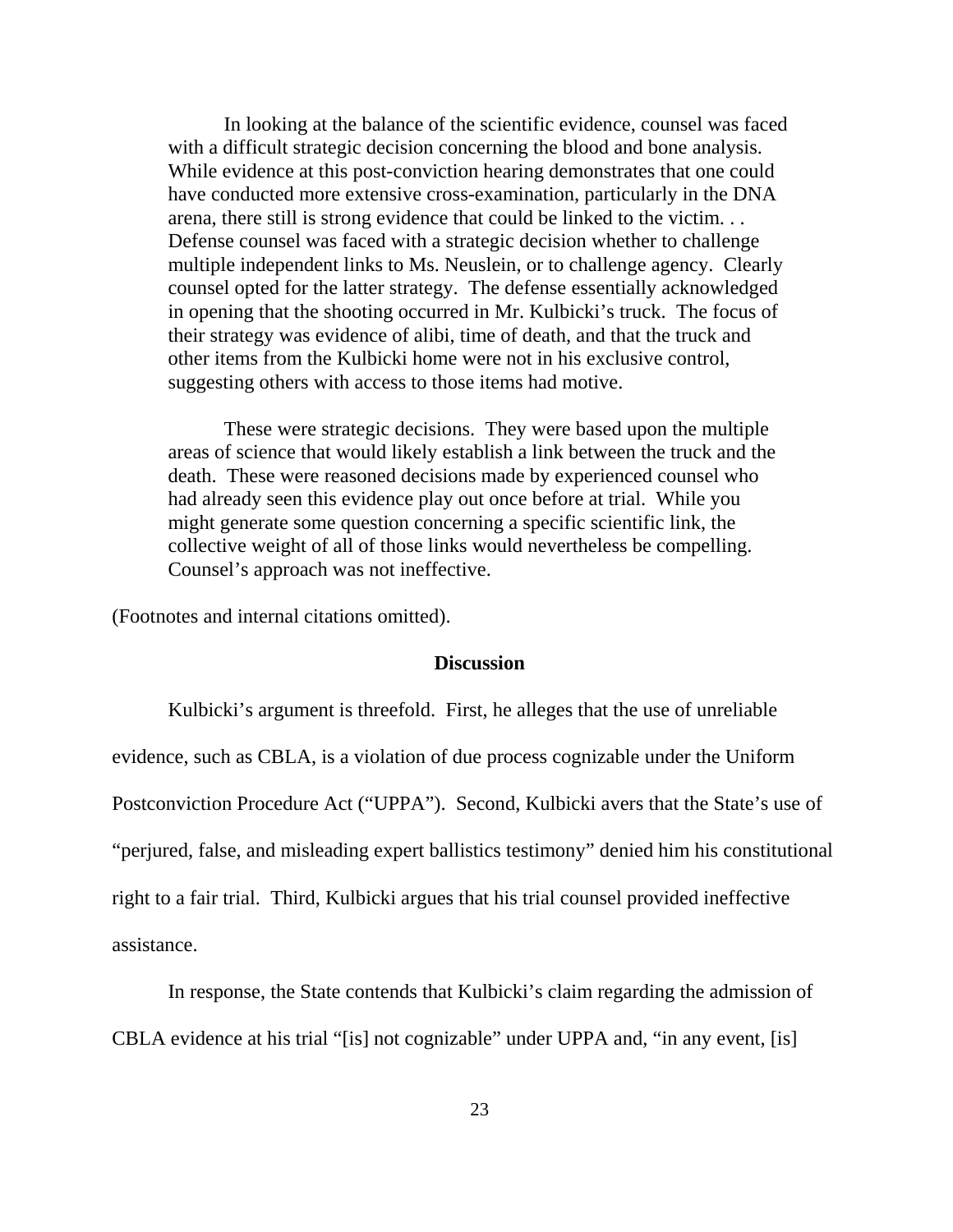> In looking at the balance of the scientific evidence, counsel was faced with a difficult strategic decision concerning the blood and bone analysis. While evidence at this post-conviction hearing demonstrates that one could have conducted more extensive cross-examination, particularly in the DNA arena, there still is strong evidence that could be linked to the victim. . . Defense counsel was faced with a strategic decision whether to challenge multiple independent links to Ms. Neuslein, or to challenge agency. Clearly counsel opted for the latter strategy. The defense essentially acknowledged in opening that the shooting occurred in Mr. Kulbicki's truck. The focus of their strategy was evidence of alibi, time of death, and that the truck and other items from the Kulbicki home were not in his exclusive control, suggesting others with access to those items had motive.
>
> These were strategic decisions. They were based upon the multiple areas of science that would likely establish a link between the truck and the death. These were reasoned decisions made by experienced counsel who had already seen this evidence play out once before at trial. While you might generate some question concerning a specific scientific link, the collective weight of all of those links would nevertheless be compelling. Counsel's approach was not ineffective.

(Footnotes and internal citations omitted).

## Discussion

Kulbicki's argument is threefold. First, he alleges that the use of unreliable evidence, such as CBLA, is a violation of due process cognizable under the Uniform Postconviction Procedure Act ("UPPA"). Second, Kulbicki avers that the State's use of "perjured, false, and misleading expert ballistics testimony" denied him his constitutional right to a fair trial. Third, Kulbicki argues that his trial counsel provided ineffective assistance.

In response, the State contends that Kulbicki's claim regarding the admission of CBLA evidence at his trial "[is] not cognizable" under UPPA and, "in any event, [is]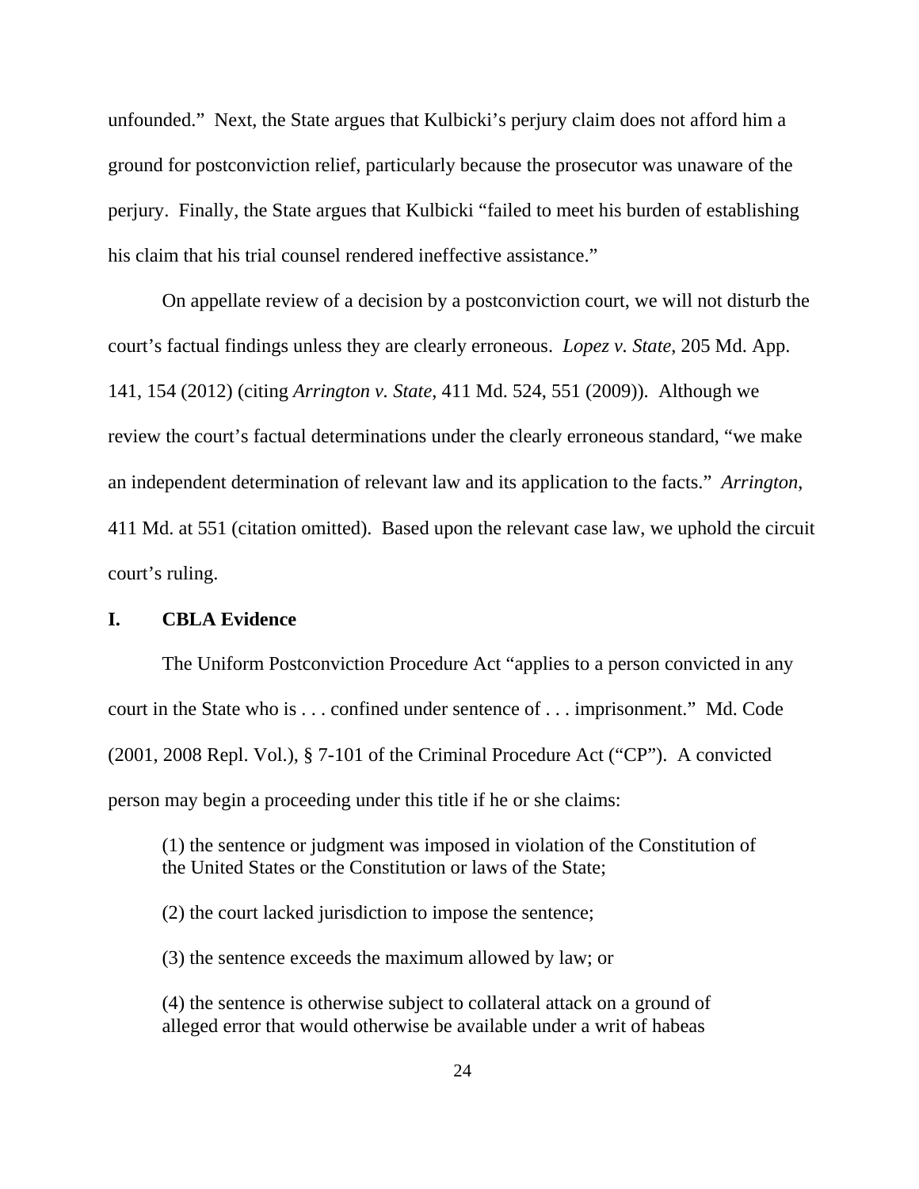unfounded." Next, the State argues that Kulbicki's perjury claim does not afford him a ground for postconviction relief, particularly because the prosecutor was unaware of the perjury. Finally, the State argues that Kulbicki "failed to meet his burden of establishing his claim that his trial counsel rendered ineffective assistance."

On appellate review of a decision by a postconviction court, we will not disturb the court's factual findings unless they are clearly erroneous. *Lopez v. State*, 205 Md. App. 141, 154 (2012) (citing *Arrington v. State*, 411 Md. 524, 551 (2009)). Although we review the court's factual determinations under the clearly erroneous standard, "we make an independent determination of relevant law and its application to the facts." *Arrington*, 411 Md. at 551 (citation omitted). Based upon the relevant case law, we uphold the circuit court's ruling.

## I. CBLA Evidence

The Uniform Postconviction Procedure Act "applies to a person convicted in any court in the State who is . . . confined under sentence of . . . imprisonment." Md. Code (2001, 2008 Repl. Vol.), § 7-101 of the Criminal Procedure Act ("CP"). A convicted person may begin a proceeding under this title if he or she claims:

> (1) the sentence or judgment was imposed in violation of the Constitution of the United States or the Constitution or laws of the State;
>
> (2) the court lacked jurisdiction to impose the sentence;
>
> (3) the sentence exceeds the maximum allowed by law; or
>
> (4) the sentence is otherwise subject to collateral attack on a ground of alleged error that would otherwise be available under a writ of habeas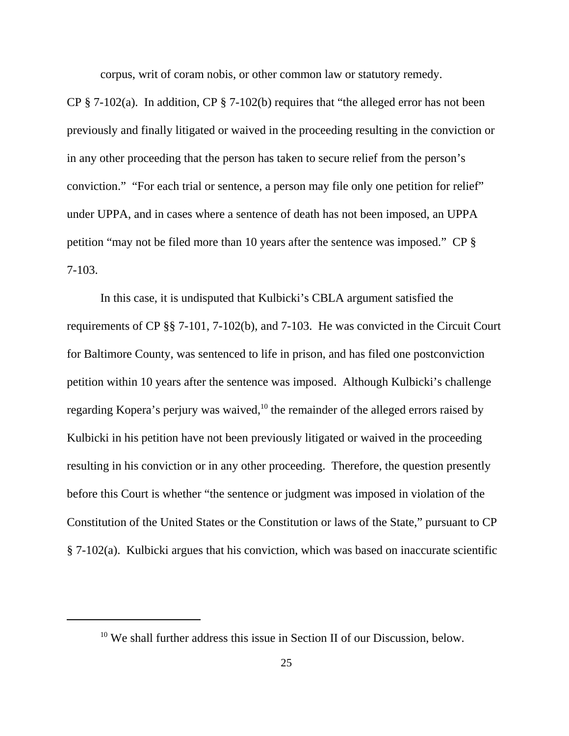corpus, writ of coram nobis, or other common law or statutory remedy.

CP § 7-102(a). In addition, CP § 7-102(b) requires that "the alleged error has not been previously and finally litigated or waived in the proceeding resulting in the conviction or in any other proceeding that the person has taken to secure relief from the person's conviction." "For each trial or sentence, a person may file only one petition for relief" under UPPA, and in cases where a sentence of death has not been imposed, an UPPA petition "may not be filed more than 10 years after the sentence was imposed." CP § 7-103.

In this case, it is undisputed that Kulbicki's CBLA argument satisfied the requirements of CP §§ 7-101, 7-102(b), and 7-103. He was convicted in the Circuit Court for Baltimore County, was sentenced to life in prison, and has filed one postconviction petition within 10 years after the sentence was imposed. Although Kulbicki's challenge regarding Kopera's perjury was waived,[10] the remainder of the alleged errors raised by Kulbicki in his petition have not been previously litigated or waived in the proceeding resulting in his conviction or in any other proceeding. Therefore, the question presently before this Court is whether "the sentence or judgment was imposed in violation of the Constitution of the United States or the Constitution or laws of the State," pursuant to CP § 7-102(a). Kulbicki argues that his conviction, which was based on inaccurate scientific

---

[10] We shall further address this issue in Section II of our Discussion, below.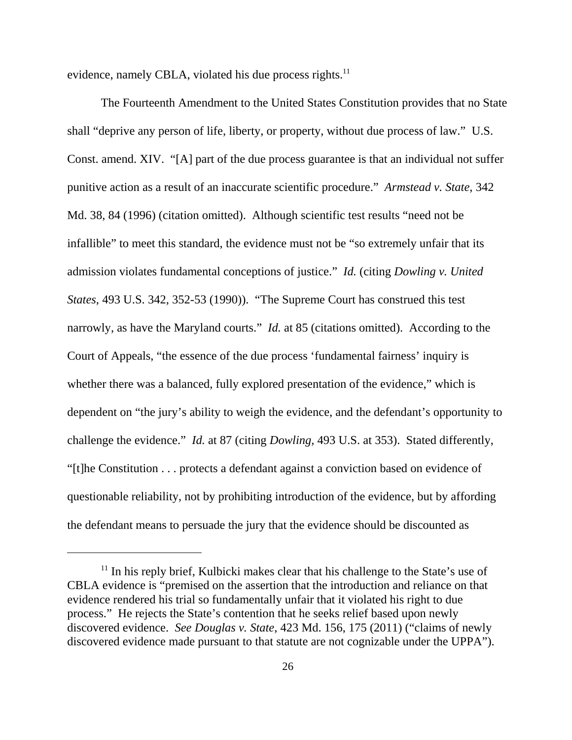evidence, namely CBLA, violated his due process rights.[11]

The Fourteenth Amendment to the United States Constitution provides that no State shall "deprive any person of life, liberty, or property, without due process of law." U.S. Const. amend. XIV. "[A] part of the due process guarantee is that an individual not suffer punitive action as a result of an inaccurate scientific procedure." *Armstead v. State*, 342 Md. 38, 84 (1996) (citation omitted). Although scientific test results "need not be infallible" to meet this standard, the evidence must not be "so extremely unfair that its admission violates fundamental conceptions of justice." *Id.* (citing *Dowling v. United States*, 493 U.S. 342, 352-53 (1990)). "The Supreme Court has construed this test narrowly, as have the Maryland courts." *Id.* at 85 (citations omitted). According to the Court of Appeals, "the essence of the due process 'fundamental fairness' inquiry is whether there was a balanced, fully explored presentation of the evidence," which is dependent on "the jury's ability to weigh the evidence, and the defendant's opportunity to challenge the evidence." *Id.* at 87 (citing *Dowling*, 493 U.S. at 353). Stated differently, "[t]he Constitution . . . protects a defendant against a conviction based on evidence of questionable reliability, not by prohibiting introduction of the evidence, but by affording the defendant means to persuade the jury that the evidence should be discounted as

---

[11] In his reply brief, Kulbicki makes clear that his challenge to the State's use of CBLA evidence is "premised on the assertion that the introduction and reliance on that evidence rendered his trial so fundamentally unfair that it violated his right to due process." He rejects the State's contention that he seeks relief based upon newly discovered evidence. *See Douglas v. State*, 423 Md. 156, 175 (2011) ("claims of newly discovered evidence made pursuant to that statute are not cognizable under the UPPA").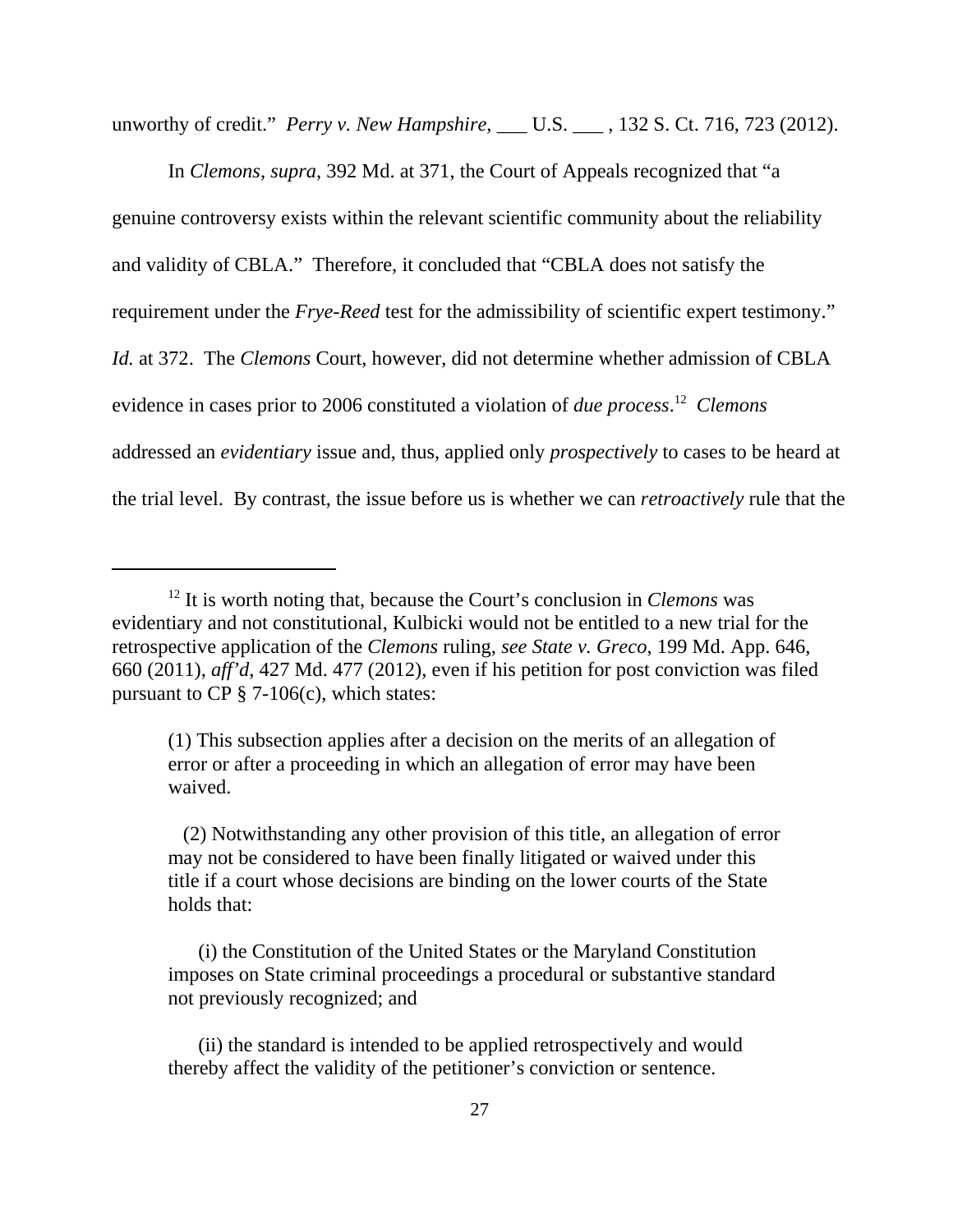unworthy of credit." *Perry v. New Hampshire*, ___ U.S. ___ , 132 S. Ct. 716, 723 (2012).

In *Clemons*, *supra*, 392 Md. at 371, the Court of Appeals recognized that "a genuine controversy exists within the relevant scientific community about the reliability and validity of CBLA." Therefore, it concluded that "CBLA does not satisfy the requirement under the *Frye-Reed* test for the admissibility of scientific expert testimony." *Id.* at 372. The *Clemons* Court, however, did not determine whether admission of CBLA evidence in cases prior to 2006 constituted a violation of *due process*.[12] *Clemons* addressed an *evidentiary* issue and, thus, applied only *prospectively* to cases to be heard at the trial level. By contrast, the issue before us is whether we can *retroactively* rule that the

---

[12] It is worth noting that, because the Court's conclusion in *Clemons* was evidentiary and not constitutional, Kulbicki would not be entitled to a new trial for the retrospective application of the *Clemons* ruling, *see State v. Greco*, 199 Md. App. 646, 660 (2011), *aff'd*, 427 Md. 477 (2012), even if his petition for post conviction was filed pursuant to CP § 7-106(c), which states:

> (1) This subsection applies after a decision on the merits of an allegation of error or after a proceeding in which an allegation of error may have been waived.
>
> (2) Notwithstanding any other provision of this title, an allegation of error may not be considered to have been finally litigated or waived under this title if a court whose decisions are binding on the lower courts of the State holds that:
>
> (i) the Constitution of the United States or the Maryland Constitution imposes on State criminal proceedings a procedural or substantive standard not previously recognized; and
>
> (ii) the standard is intended to be applied retrospectively and would thereby affect the validity of the petitioner's conviction or sentence.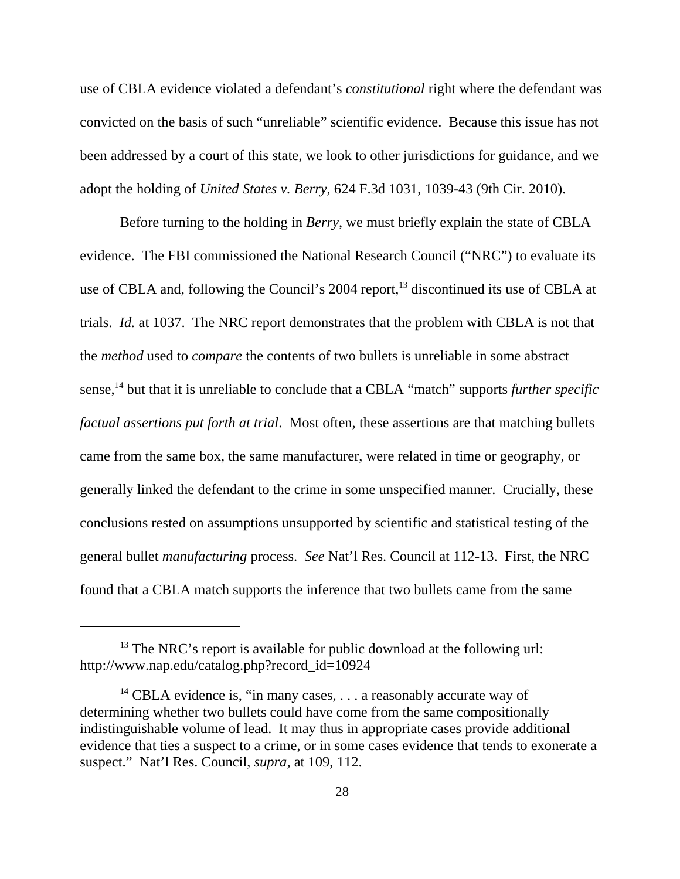use of CBLA evidence violated a defendant's *constitutional* right where the defendant was convicted on the basis of such "unreliable" scientific evidence. Because this issue has not been addressed by a court of this state, we look to other jurisdictions for guidance, and we adopt the holding of *United States v. Berry*, 624 F.3d 1031, 1039-43 (9th Cir. 2010).

Before turning to the holding in *Berry*, we must briefly explain the state of CBLA evidence. The FBI commissioned the National Research Council ("NRC") to evaluate its use of CBLA and, following the Council's 2004 report,[13] discontinued its use of CBLA at trials. *Id.* at 1037. The NRC report demonstrates that the problem with CBLA is not that the *method* used to *compare* the contents of two bullets is unreliable in some abstract sense,[14] but that it is unreliable to conclude that a CBLA "match" supports *further specific factual assertions put forth at trial*. Most often, these assertions are that matching bullets came from the same box, the same manufacturer, were related in time or geography, or generally linked the defendant to the crime in some unspecified manner. Crucially, these conclusions rested on assumptions unsupported by scientific and statistical testing of the general bullet *manufacturing* process. *See* Nat'l Res. Council at 112-13. First, the NRC found that a CBLA match supports the inference that two bullets came from the same

---

[13] The NRC's report is available for public download at the following url: http://www.nap.edu/catalog.php?record_id=10924

[14] CBLA evidence is, "in many cases, . . . a reasonably accurate way of determining whether two bullets could have come from the same compositionally indistinguishable volume of lead. It may thus in appropriate cases provide additional evidence that ties a suspect to a crime, or in some cases evidence that tends to exonerate a suspect." Nat'l Res. Council, *supra*, at 109, 112.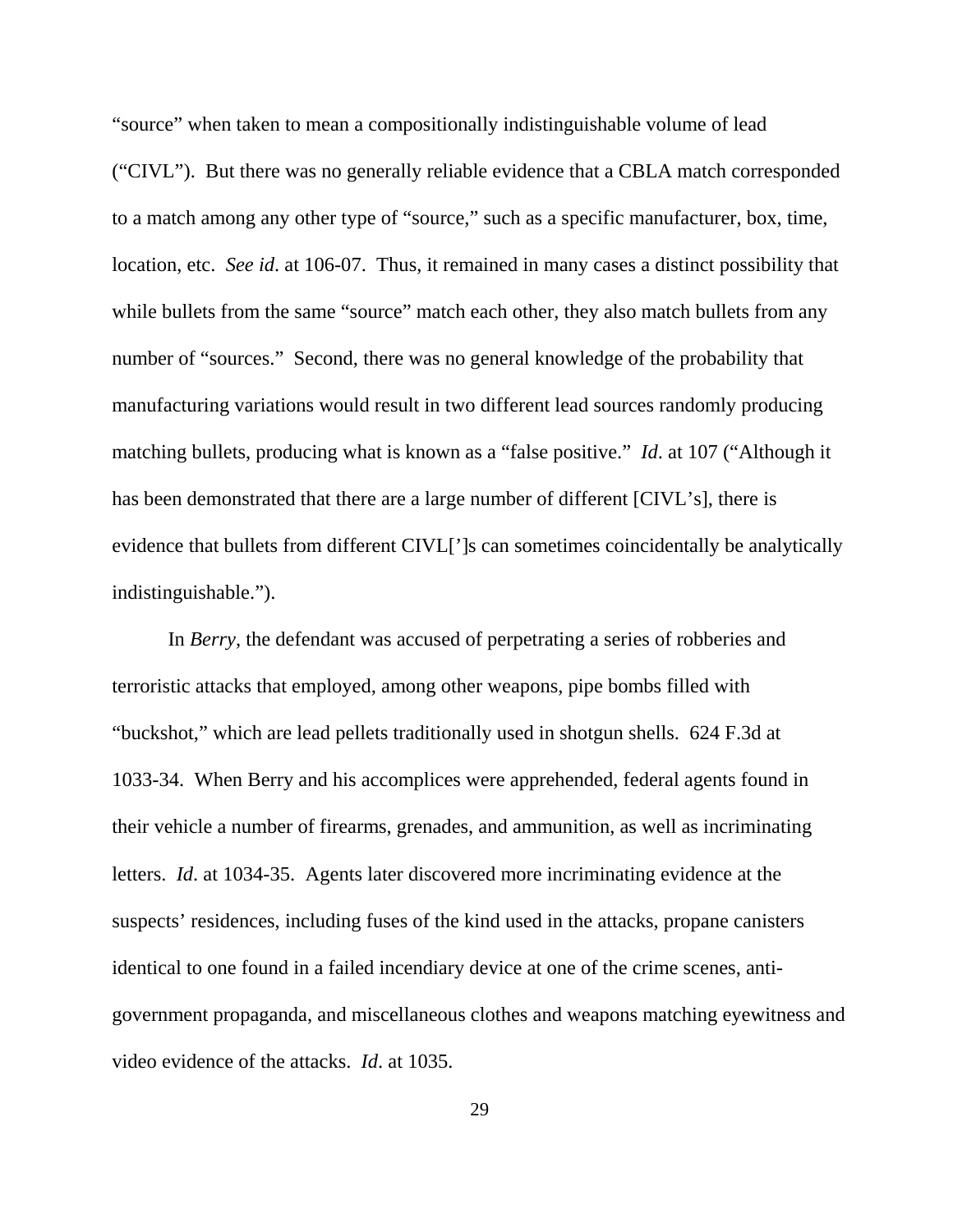"source" when taken to mean a compositionally indistinguishable volume of lead ("CIVL"). But there was no generally reliable evidence that a CBLA match corresponded to a match among any other type of "source," such as a specific manufacturer, box, time, location, etc. *See id*. at 106-07. Thus, it remained in many cases a distinct possibility that while bullets from the same "source" match each other, they also match bullets from any number of "sources." Second, there was no general knowledge of the probability that manufacturing variations would result in two different lead sources randomly producing matching bullets, producing what is known as a "false positive." *Id*. at 107 ("Although it has been demonstrated that there are a large number of different [CIVL's], there is evidence that bullets from different CIVL[']s can sometimes coincidentally be analytically indistinguishable.").

In *Berry*, the defendant was accused of perpetrating a series of robberies and terroristic attacks that employed, among other weapons, pipe bombs filled with "buckshot," which are lead pellets traditionally used in shotgun shells. 624 F.3d at 1033-34. When Berry and his accomplices were apprehended, federal agents found in their vehicle a number of firearms, grenades, and ammunition, as well as incriminating letters. *Id*. at 1034-35. Agents later discovered more incriminating evidence at the suspects' residences, including fuses of the kind used in the attacks, propane canisters identical to one found in a failed incendiary device at one of the crime scenes, anti-government propaganda, and miscellaneous clothes and weapons matching eyewitness and video evidence of the attacks. *Id*. at 1035.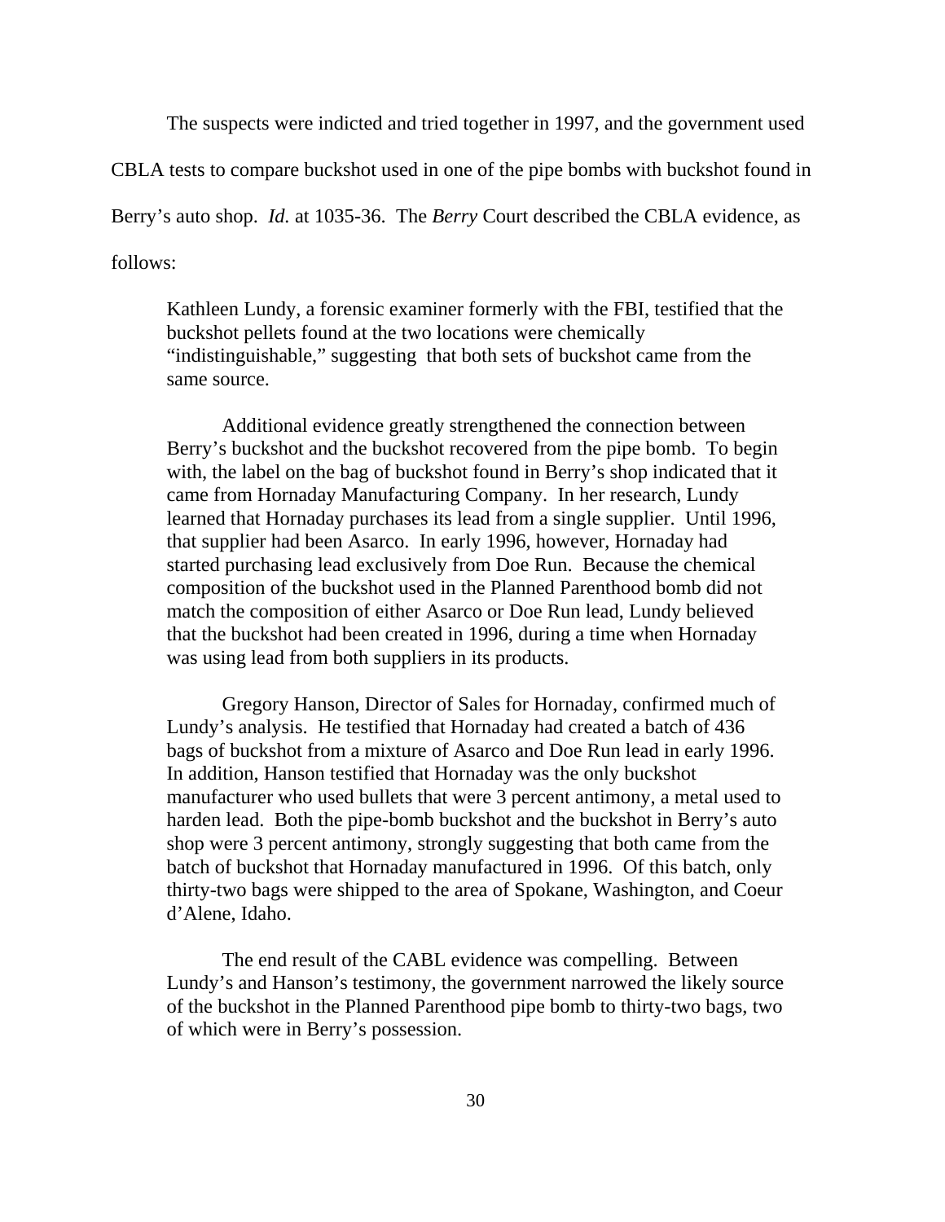The suspects were indicted and tried together in 1997, and the government used CBLA tests to compare buckshot used in one of the pipe bombs with buckshot found in Berry's auto shop. *Id.* at 1035-36. The *Berry* Court described the CBLA evidence, as follows:

> Kathleen Lundy, a forensic examiner formerly with the FBI, testified that the buckshot pellets found at the two locations were chemically "indistinguishable," suggesting that both sets of buckshot came from the same source.
>
> Additional evidence greatly strengthened the connection between Berry's buckshot and the buckshot recovered from the pipe bomb. To begin with, the label on the bag of buckshot found in Berry's shop indicated that it came from Hornaday Manufacturing Company. In her research, Lundy learned that Hornaday purchases its lead from a single supplier. Until 1996, that supplier had been Asarco. In early 1996, however, Hornaday had started purchasing lead exclusively from Doe Run. Because the chemical composition of the buckshot used in the Planned Parenthood bomb did not match the composition of either Asarco or Doe Run lead, Lundy believed that the buckshot had been created in 1996, during a time when Hornaday was using lead from both suppliers in its products.
>
> Gregory Hanson, Director of Sales for Hornaday, confirmed much of Lundy's analysis. He testified that Hornaday had created a batch of 436 bags of buckshot from a mixture of Asarco and Doe Run lead in early 1996. In addition, Hanson testified that Hornaday was the only buckshot manufacturer who used bullets that were 3 percent antimony, a metal used to harden lead. Both the pipe-bomb buckshot and the buckshot in Berry's auto shop were 3 percent antimony, strongly suggesting that both came from the batch of buckshot that Hornaday manufactured in 1996. Of this batch, only thirty-two bags were shipped to the area of Spokane, Washington, and Coeur d'Alene, Idaho.
>
> The end result of the CABL evidence was compelling. Between Lundy's and Hanson's testimony, the government narrowed the likely source of the buckshot in the Planned Parenthood pipe bomb to thirty-two bags, two of which were in Berry's possession.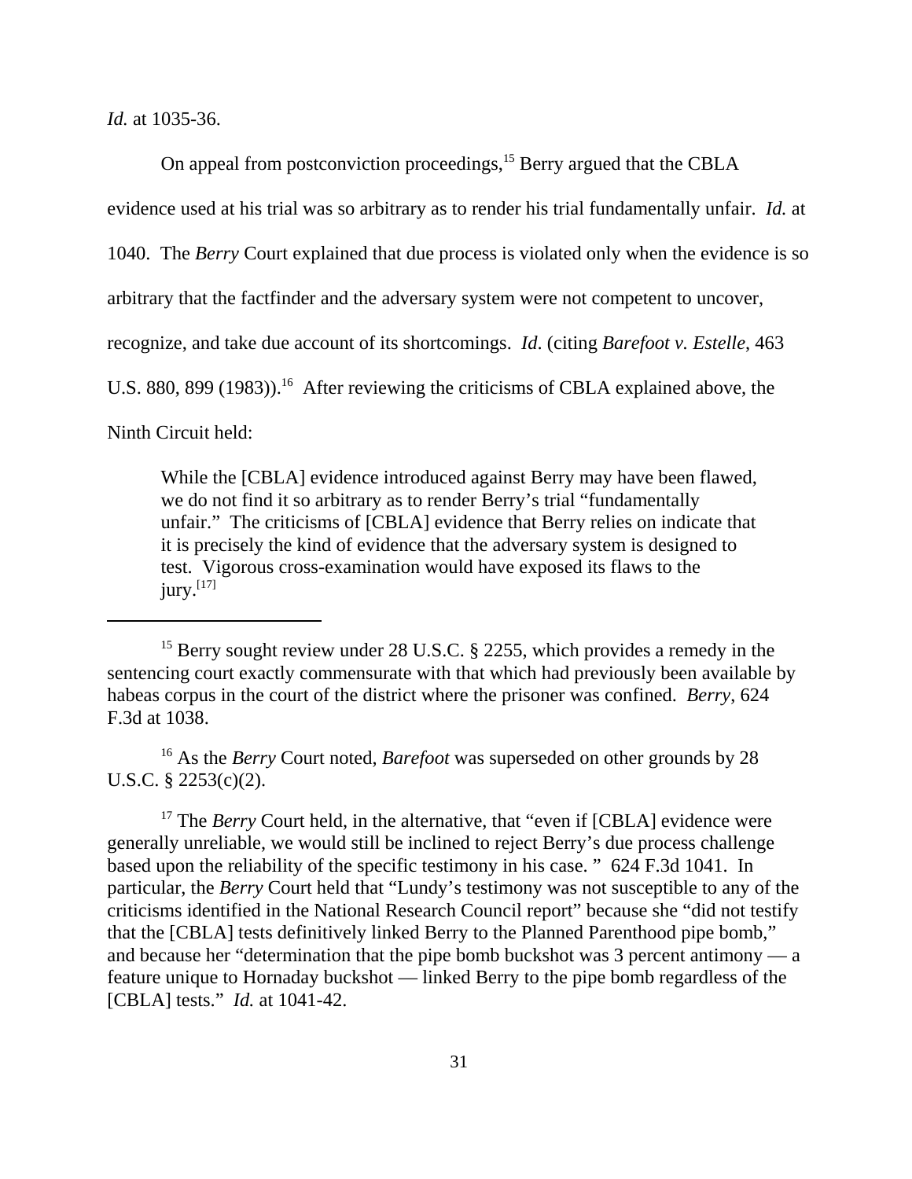*Id.* at 1035-36.

On appeal from postconviction proceedings,[15] Berry argued that the CBLA evidence used at his trial was so arbitrary as to render his trial fundamentally unfair. *Id.* at 1040. The *Berry* Court explained that due process is violated only when the evidence is so arbitrary that the factfinder and the adversary system were not competent to uncover, recognize, and take due account of its shortcomings. *Id*. (citing *Barefoot v. Estelle*, 463 U.S. 880, 899 (1983)).[16] After reviewing the criticisms of CBLA explained above, the Ninth Circuit held:

> While the [CBLA] evidence introduced against Berry may have been flawed, we do not find it so arbitrary as to render Berry's trial "fundamentally unfair." The criticisms of [CBLA] evidence that Berry relies on indicate that it is precisely the kind of evidence that the adversary system is designed to test. Vigorous cross-examination would have exposed its flaws to the jury.[17]

---

[15] Berry sought review under 28 U.S.C. § 2255, which provides a remedy in the sentencing court exactly commensurate with that which had previously been available by habeas corpus in the court of the district where the prisoner was confined. *Berry*, 624 F.3d at 1038.

[16] As the *Berry* Court noted, *Barefoot* was superseded on other grounds by 28 U.S.C. § 2253(c)(2).

[17] The *Berry* Court held, in the alternative, that "even if [CBLA] evidence were generally unreliable, we would still be inclined to reject Berry's due process challenge based upon the reliability of the specific testimony in his case. " 624 F.3d 1041. In particular, the *Berry* Court held that "Lundy's testimony was not susceptible to any of the criticisms identified in the National Research Council report" because she "did not testify that the [CBLA] tests definitively linked Berry to the Planned Parenthood pipe bomb," and because her "determination that the pipe bomb buckshot was 3 percent antimony — a feature unique to Hornaday buckshot — linked Berry to the pipe bomb regardless of the [CBLA] tests." *Id.* at 1041-42.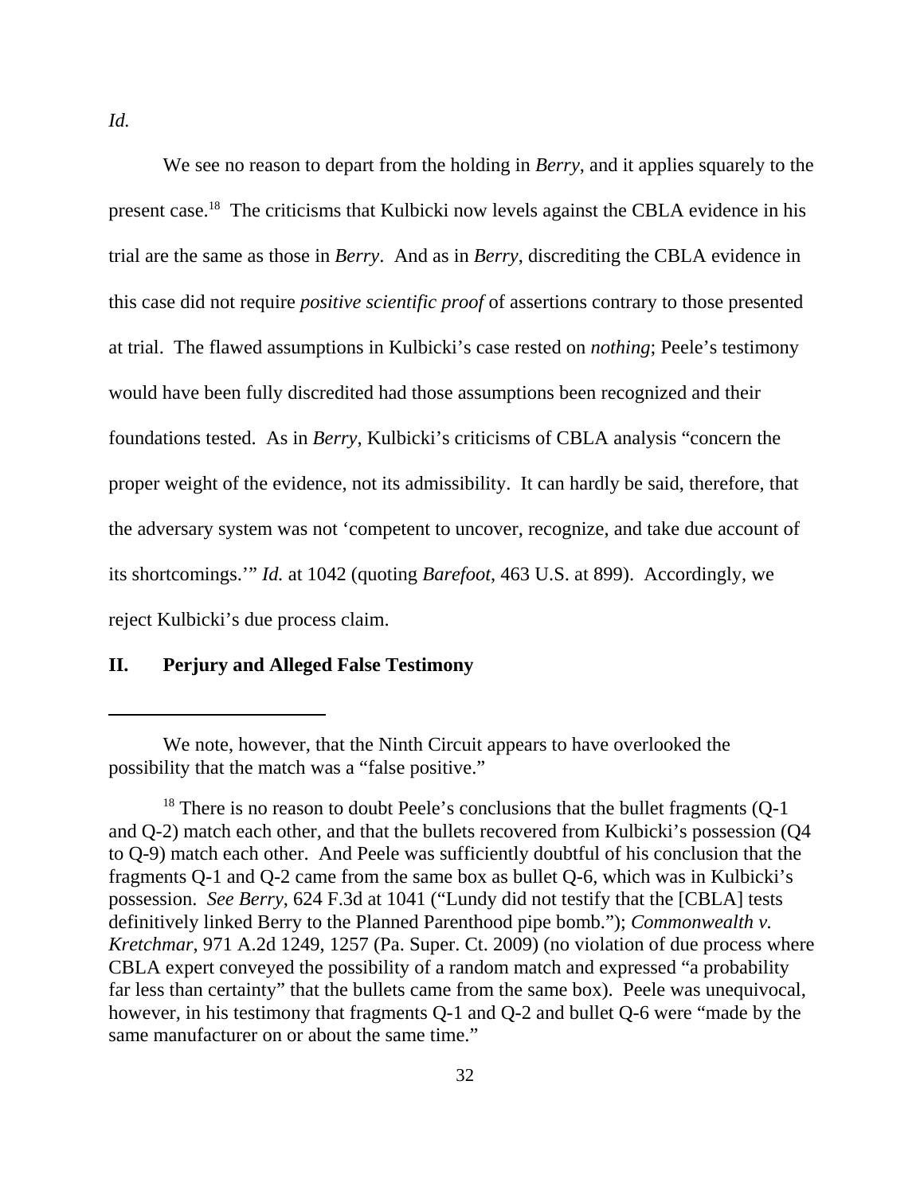*Id.*

We see no reason to depart from the holding in *Berry*, and it applies squarely to the present case.[18] The criticisms that Kulbicki now levels against the CBLA evidence in his trial are the same as those in *Berry*. And as in *Berry*, discrediting the CBLA evidence in this case did not require *positive scientific proof* of assertions contrary to those presented at trial. The flawed assumptions in Kulbicki's case rested on *nothing*; Peele's testimony would have been fully discredited had those assumptions been recognized and their foundations tested. As in *Berry*, Kulbicki's criticisms of CBLA analysis "concern the proper weight of the evidence, not its admissibility. It can hardly be said, therefore, that the adversary system was not 'competent to uncover, recognize, and take due account of its shortcomings.'" *Id.* at 1042 (quoting *Barefoot*, 463 U.S. at 899). Accordingly, we reject Kulbicki's due process claim.

## II. Perjury and Alleged False Testimony

---

We note, however, that the Ninth Circuit appears to have overlooked the possibility that the match was a "false positive."

[18] There is no reason to doubt Peele's conclusions that the bullet fragments (Q-1 and Q-2) match each other, and that the bullets recovered from Kulbicki's possession (Q4 to Q-9) match each other. And Peele was sufficiently doubtful of his conclusion that the fragments Q-1 and Q-2 came from the same box as bullet Q-6, which was in Kulbicki's possession. *See Berry*, 624 F.3d at 1041 ("Lundy did not testify that the [CBLA] tests definitively linked Berry to the Planned Parenthood pipe bomb."); *Commonwealth v. Kretchmar*, 971 A.2d 1249, 1257 (Pa. Super. Ct. 2009) (no violation of due process where CBLA expert conveyed the possibility of a random match and expressed "a probability far less than certainty" that the bullets came from the same box). Peele was unequivocal, however, in his testimony that fragments Q-1 and Q-2 and bullet Q-6 were "made by the same manufacturer on or about the same time."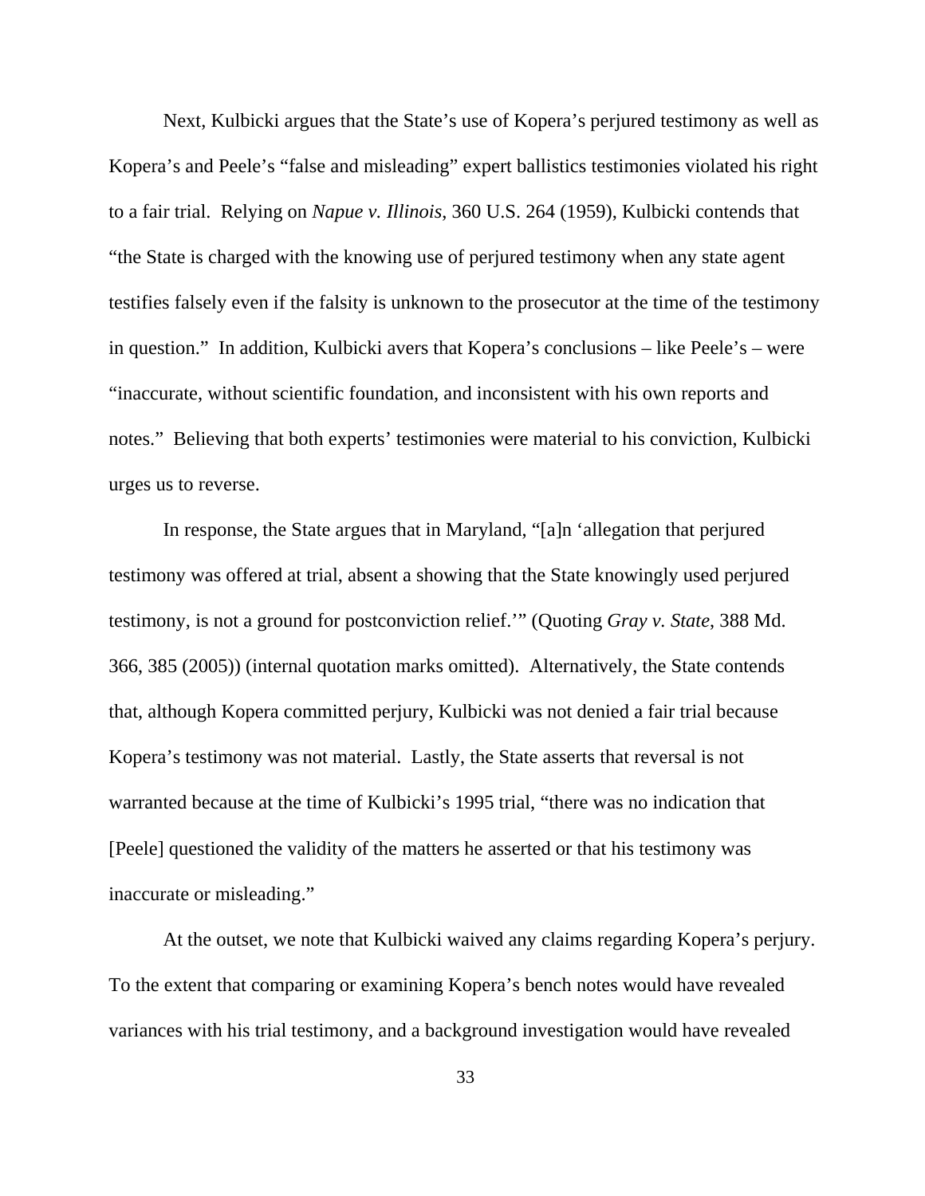Next, Kulbicki argues that the State's use of Kopera's perjured testimony as well as Kopera's and Peele's "false and misleading" expert ballistics testimonies violated his right to a fair trial. Relying on *Napue v. Illinois*, 360 U.S. 264 (1959), Kulbicki contends that "the State is charged with the knowing use of perjured testimony when any state agent testifies falsely even if the falsity is unknown to the prosecutor at the time of the testimony in question." In addition, Kulbicki avers that Kopera's conclusions – like Peele's – were "inaccurate, without scientific foundation, and inconsistent with his own reports and notes." Believing that both experts' testimonies were material to his conviction, Kulbicki urges us to reverse.

In response, the State argues that in Maryland, "[a]n 'allegation that perjured testimony was offered at trial, absent a showing that the State knowingly used perjured testimony, is not a ground for postconviction relief.'" (Quoting *Gray v. State*, 388 Md. 366, 385 (2005)) (internal quotation marks omitted). Alternatively, the State contends that, although Kopera committed perjury, Kulbicki was not denied a fair trial because Kopera's testimony was not material. Lastly, the State asserts that reversal is not warranted because at the time of Kulbicki's 1995 trial, "there was no indication that [Peele] questioned the validity of the matters he asserted or that his testimony was inaccurate or misleading."

At the outset, we note that Kulbicki waived any claims regarding Kopera's perjury. To the extent that comparing or examining Kopera's bench notes would have revealed variances with his trial testimony, and a background investigation would have revealed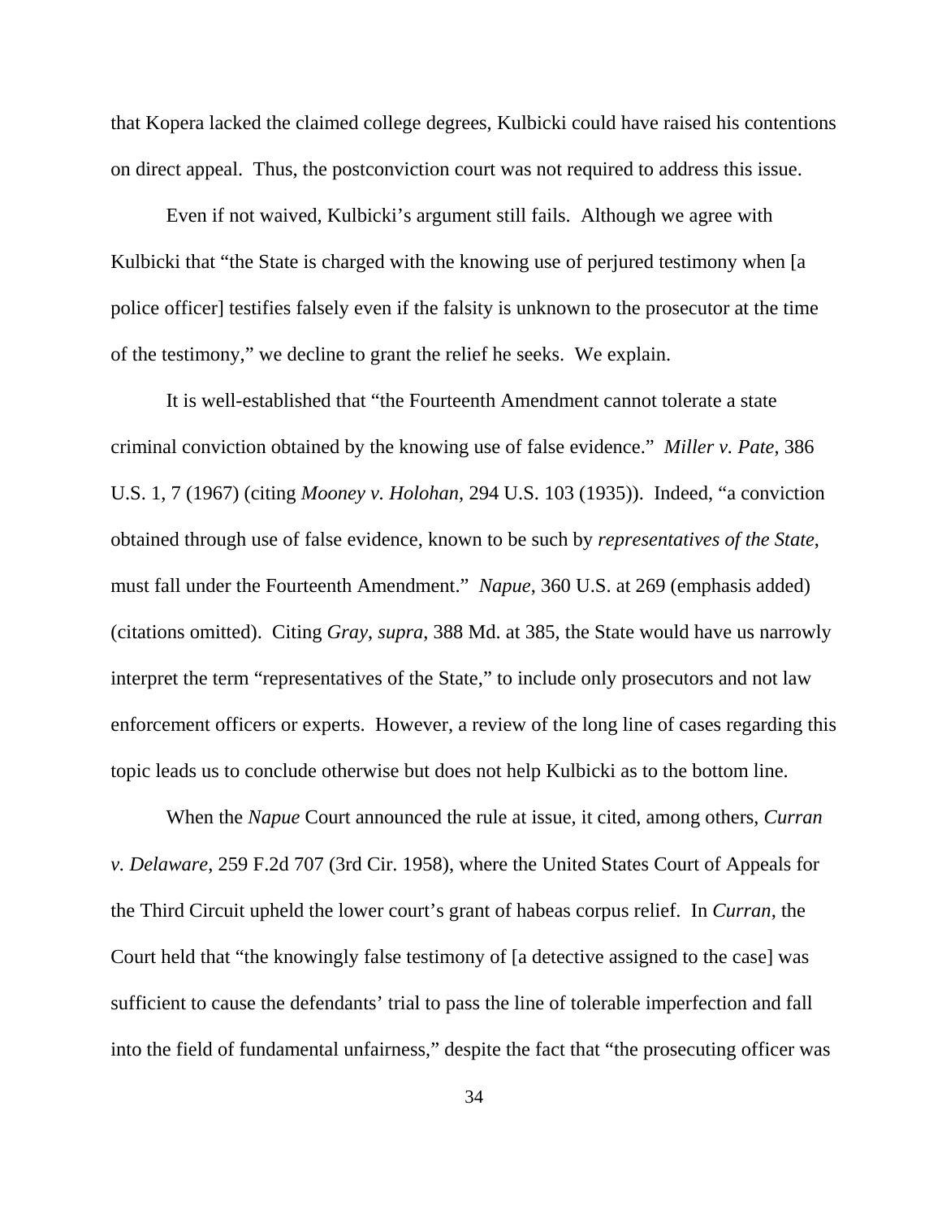that Kopera lacked the claimed college degrees, Kulbicki could have raised his contentions on direct appeal. Thus, the postconviction court was not required to address this issue.

Even if not waived, Kulbicki's argument still fails. Although we agree with Kulbicki that "the State is charged with the knowing use of perjured testimony when [a police officer] testifies falsely even if the falsity is unknown to the prosecutor at the time of the testimony," we decline to grant the relief he seeks. We explain.

It is well-established that "the Fourteenth Amendment cannot tolerate a state criminal conviction obtained by the knowing use of false evidence." *Miller v. Pate*, 386 U.S. 1, 7 (1967) (citing *Mooney v. Holohan*, 294 U.S. 103 (1935)). Indeed, "a conviction obtained through use of false evidence, known to be such by *representatives of the State*, must fall under the Fourteenth Amendment." *Napue*, 360 U.S. at 269 (emphasis added) (citations omitted). Citing *Gray*, *supra*, 388 Md. at 385, the State would have us narrowly interpret the term "representatives of the State," to include only prosecutors and not law enforcement officers or experts. However, a review of the long line of cases regarding this topic leads us to conclude otherwise but does not help Kulbicki as to the bottom line.

When the *Napue* Court announced the rule at issue, it cited, among others, *Curran v. Delaware*, 259 F.2d 707 (3rd Cir. 1958), where the United States Court of Appeals for the Third Circuit upheld the lower court's grant of habeas corpus relief. In *Curran*, the Court held that "the knowingly false testimony of [a detective assigned to the case] was sufficient to cause the defendants' trial to pass the line of tolerable imperfection and fall into the field of fundamental unfairness," despite the fact that "the prosecuting officer was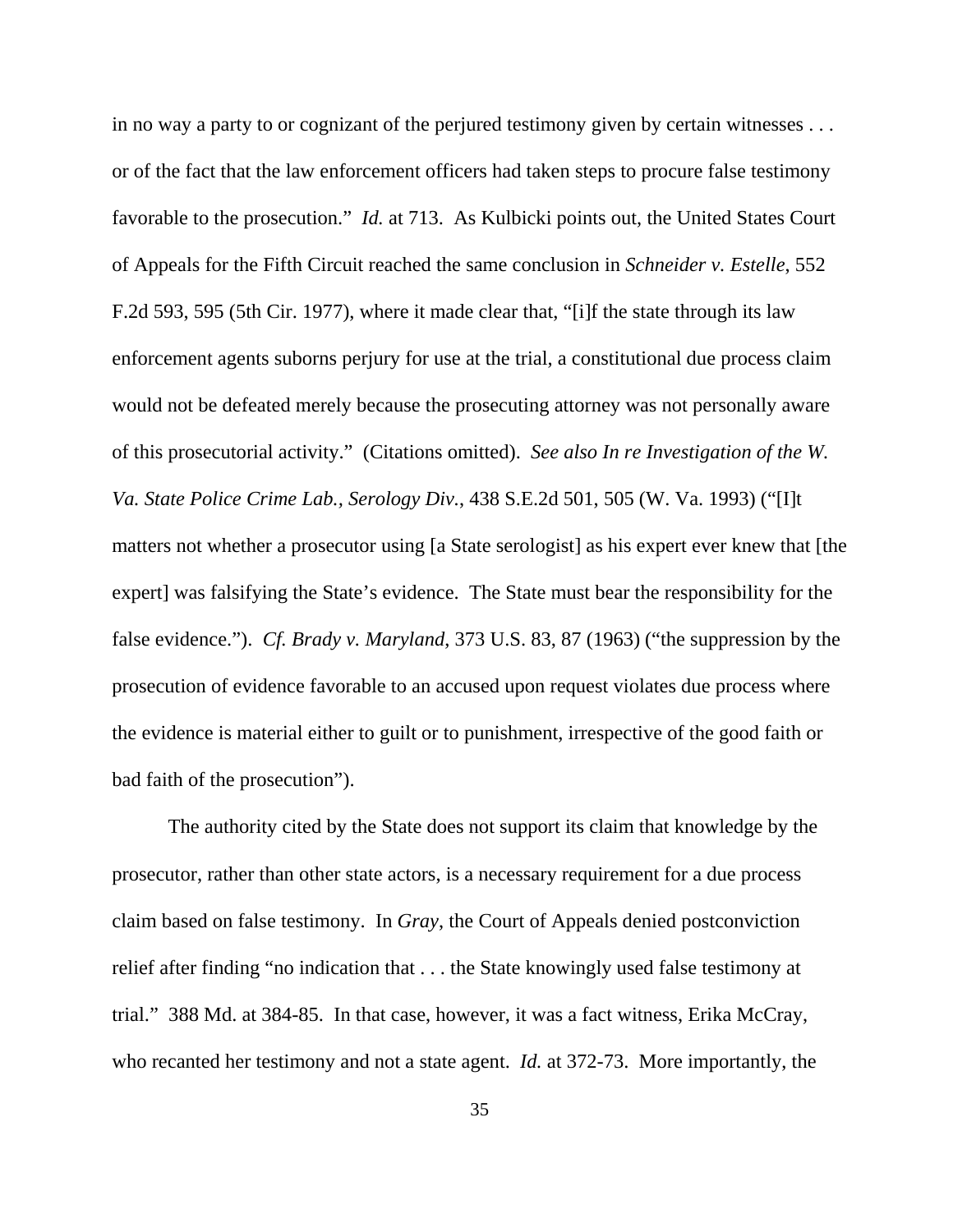in no way a party to or cognizant of the perjured testimony given by certain witnesses . . . or of the fact that the law enforcement officers had taken steps to procure false testimony favorable to the prosecution." *Id.* at 713. As Kulbicki points out, the United States Court of Appeals for the Fifth Circuit reached the same conclusion in *Schneider v. Estelle*, 552 F.2d 593, 595 (5th Cir. 1977), where it made clear that, "[i]f the state through its law enforcement agents suborns perjury for use at the trial, a constitutional due process claim would not be defeated merely because the prosecuting attorney was not personally aware of this prosecutorial activity." (Citations omitted). *See also In re Investigation of the W. Va. State Police Crime Lab., Serology Div.*, 438 S.E.2d 501, 505 (W. Va. 1993) ("[I]t matters not whether a prosecutor using [a State serologist] as his expert ever knew that [the expert] was falsifying the State's evidence. The State must bear the responsibility for the false evidence."). *Cf. Brady v. Maryland*, 373 U.S. 83, 87 (1963) ("the suppression by the prosecution of evidence favorable to an accused upon request violates due process where the evidence is material either to guilt or to punishment, irrespective of the good faith or bad faith of the prosecution").

The authority cited by the State does not support its claim that knowledge by the prosecutor, rather than other state actors, is a necessary requirement for a due process claim based on false testimony. In *Gray*, the Court of Appeals denied postconviction relief after finding "no indication that . . . the State knowingly used false testimony at trial." 388 Md. at 384-85. In that case, however, it was a fact witness, Erika McCray, who recanted her testimony and not a state agent. *Id.* at 372-73. More importantly, the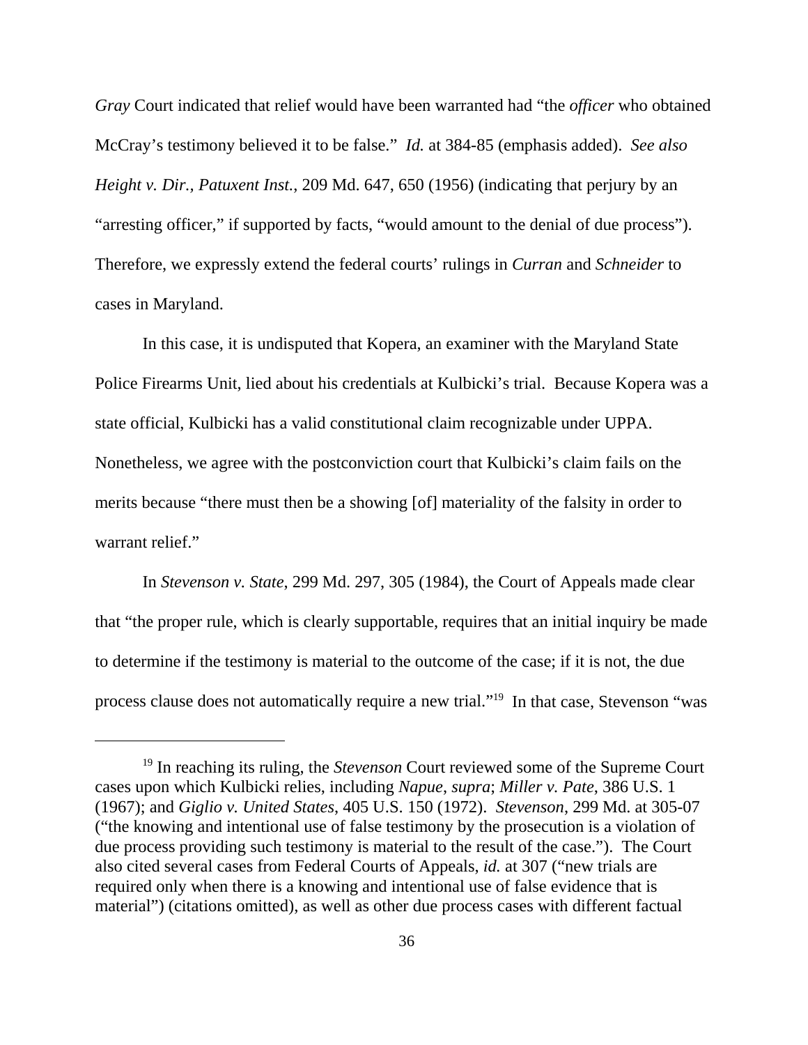*Gray* Court indicated that relief would have been warranted had "the *officer* who obtained McCray's testimony believed it to be false." *Id.* at 384-85 (emphasis added). *See also* *Height v. Dir., Patuxent Inst.*, 209 Md. 647, 650 (1956) (indicating that perjury by an "arresting officer," if supported by facts, "would amount to the denial of due process"). Therefore, we expressly extend the federal courts' rulings in *Curran* and *Schneider* to cases in Maryland.

In this case, it is undisputed that Kopera, an examiner with the Maryland State Police Firearms Unit, lied about his credentials at Kulbicki's trial. Because Kopera was a state official, Kulbicki has a valid constitutional claim recognizable under UPPA. Nonetheless, we agree with the postconviction court that Kulbicki's claim fails on the merits because "there must then be a showing [of] materiality of the falsity in order to warrant relief."

In *Stevenson v. State*, 299 Md. 297, 305 (1984), the Court of Appeals made clear that "the proper rule, which is clearly supportable, requires that an initial inquiry be made to determine if the testimony is material to the outcome of the case; if it is not, the due process clause does not automatically require a new trial."[19] In that case, Stevenson "was

---

[19] In reaching its ruling, the *Stevenson* Court reviewed some of the Supreme Court cases upon which Kulbicki relies, including *Napue*, *supra*; *Miller v. Pate*, 386 U.S. 1 (1967); and *Giglio v. United States*, 405 U.S. 150 (1972). *Stevenson*, 299 Md. at 305-07 ("the knowing and intentional use of false testimony by the prosecution is a violation of due process providing such testimony is material to the result of the case."). The Court also cited several cases from Federal Courts of Appeals, *id.* at 307 ("new trials are required only when there is a knowing and intentional use of false evidence that is material") (citations omitted), as well as other due process cases with different factual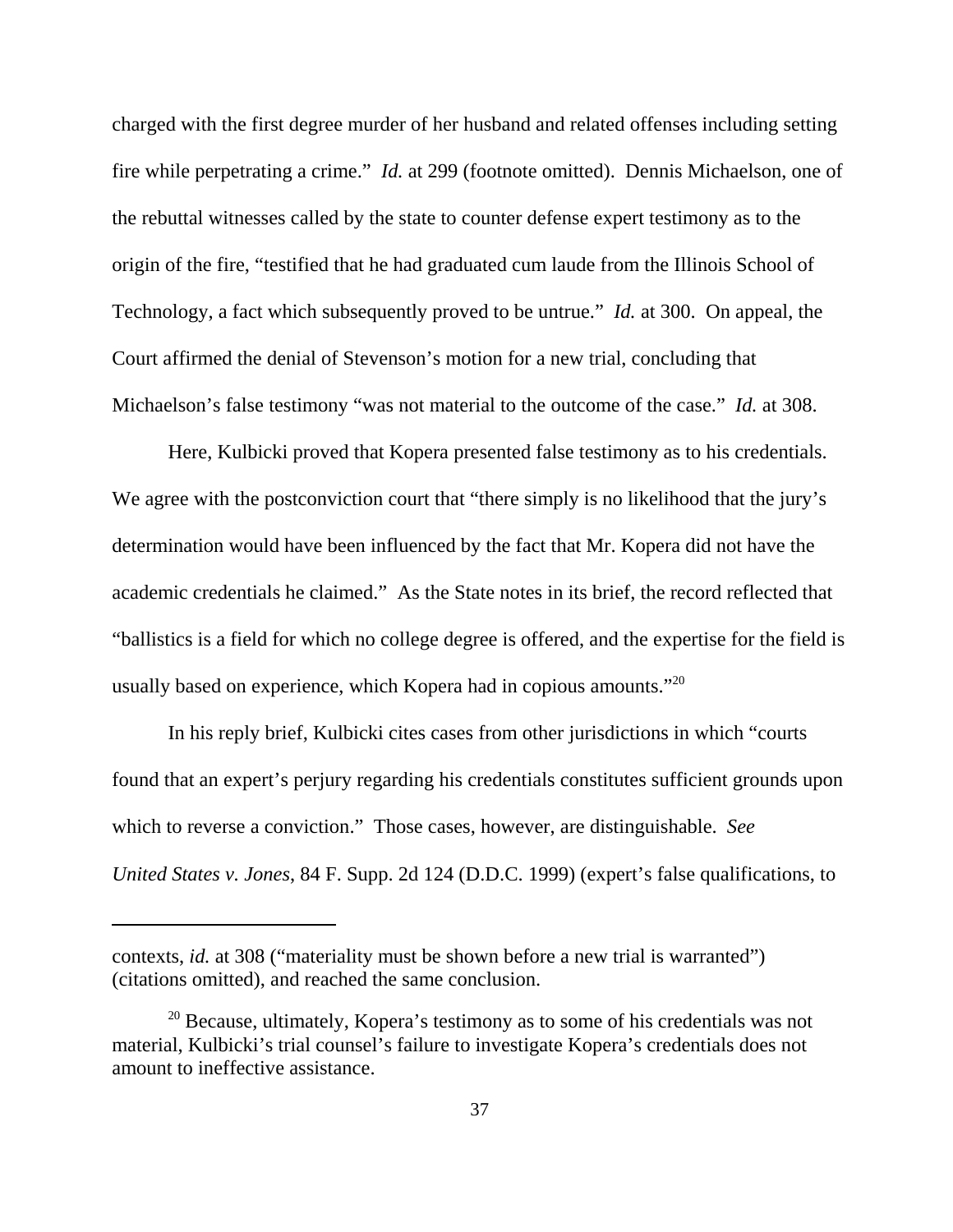charged with the first degree murder of her husband and related offenses including setting fire while perpetrating a crime." *Id.* at 299 (footnote omitted). Dennis Michaelson, one of the rebuttal witnesses called by the state to counter defense expert testimony as to the origin of the fire, "testified that he had graduated cum laude from the Illinois School of Technology, a fact which subsequently proved to be untrue." *Id.* at 300. On appeal, the Court affirmed the denial of Stevenson's motion for a new trial, concluding that Michaelson's false testimony "was not material to the outcome of the case." *Id.* at 308.

Here, Kulbicki proved that Kopera presented false testimony as to his credentials. We agree with the postconviction court that "there simply is no likelihood that the jury's determination would have been influenced by the fact that Mr. Kopera did not have the academic credentials he claimed." As the State notes in its brief, the record reflected that "ballistics is a field for which no college degree is offered, and the expertise for the field is usually based on experience, which Kopera had in copious amounts."[20]

In his reply brief, Kulbicki cites cases from other jurisdictions in which "courts found that an expert's perjury regarding his credentials constitutes sufficient grounds upon which to reverse a conviction." Those cases, however, are distinguishable. *See United States v. Jones*, 84 F. Supp. 2d 124 (D.D.C. 1999) (expert's false qualifications, to

---

contexts, *id.* at 308 ("materiality must be shown before a new trial is warranted") (citations omitted), and reached the same conclusion.

[20] Because, ultimately, Kopera's testimony as to some of his credentials was not material, Kulbicki's trial counsel's failure to investigate Kopera's credentials does not amount to ineffective assistance.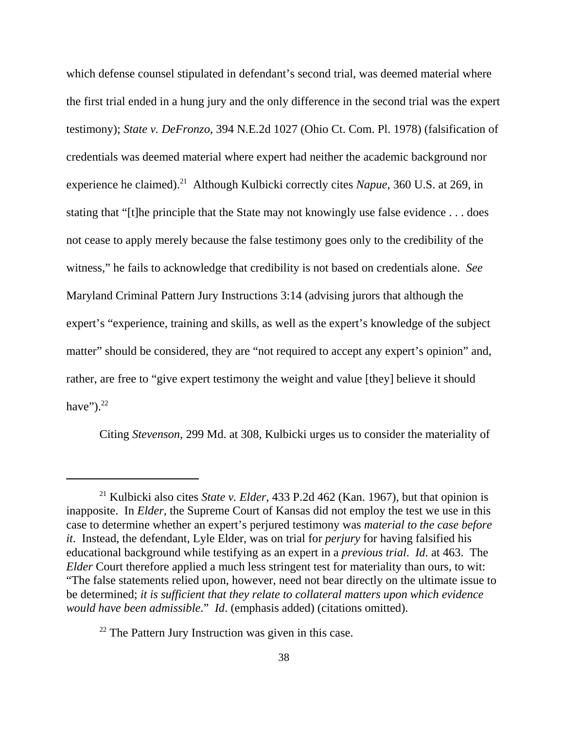which defense counsel stipulated in defendant's second trial, was deemed material where the first trial ended in a hung jury and the only difference in the second trial was the expert testimony); *State v. DeFronzo*, 394 N.E.2d 1027 (Ohio Ct. Com. Pl. 1978) (falsification of credentials was deemed material where expert had neither the academic background nor experience he claimed).[21] Although Kulbicki correctly cites *Napue*, 360 U.S. at 269, in stating that "[t]he principle that the State may not knowingly use false evidence . . . does not cease to apply merely because the false testimony goes only to the credibility of the witness," he fails to acknowledge that credibility is not based on credentials alone. *See* Maryland Criminal Pattern Jury Instructions 3:14 (advising jurors that although the expert's "experience, training and skills, as well as the expert's knowledge of the subject matter" should be considered, they are "not required to accept any expert's opinion" and, rather, are free to "give expert testimony the weight and value [they] believe it should have").[22]

Citing *Stevenson*, 299 Md. at 308, Kulbicki urges us to consider the materiality of

---

[21] Kulbicki also cites *State v. Elder*, 433 P.2d 462 (Kan. 1967), but that opinion is inapposite. In *Elder*, the Supreme Court of Kansas did not employ the test we use in this case to determine whether an expert's perjured testimony was *material to the case before it*. Instead, the defendant, Lyle Elder, was on trial for *perjury* for having falsified his educational background while testifying as an expert in a *previous trial*. *Id*. at 463. The *Elder* Court therefore applied a much less stringent test for materiality than ours, to wit: "The false statements relied upon, however, need not bear directly on the ultimate issue to be determined; *it is sufficient that they relate to collateral matters upon which evidence would have been admissible*." *Id*. (emphasis added) (citations omitted).

[22] The Pattern Jury Instruction was given in this case.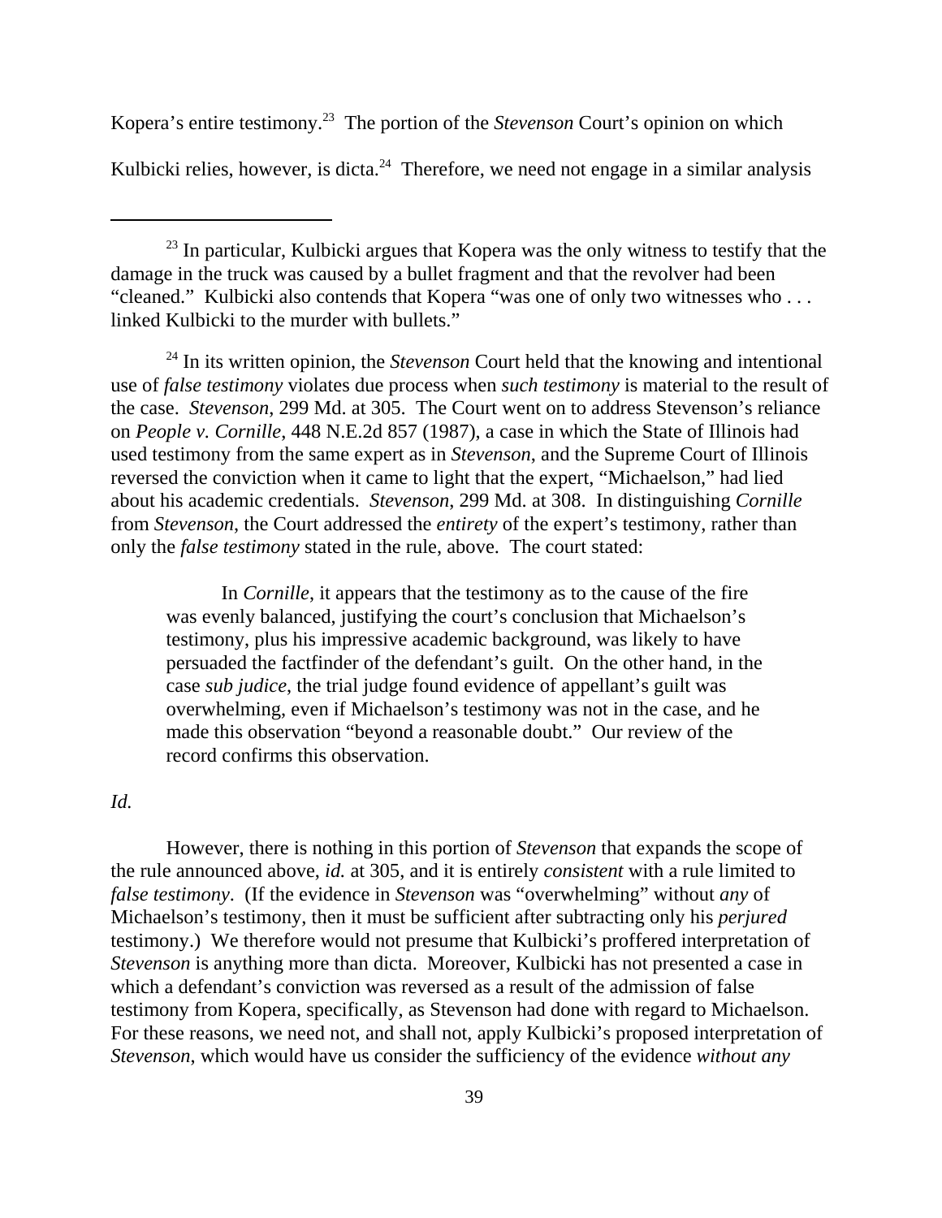Kopera's entire testimony.[23] The portion of the *Stevenson* Court's opinion on which Kulbicki relies, however, is dicta.[24] Therefore, we need not engage in a similar analysis

---

[23] In particular, Kulbicki argues that Kopera was the only witness to testify that the damage in the truck was caused by a bullet fragment and that the revolver had been "cleaned." Kulbicki also contends that Kopera "was one of only two witnesses who . . . linked Kulbicki to the murder with bullets."

[24] In its written opinion, the *Stevenson* Court held that the knowing and intentional use of *false testimony* violates due process when *such testimony* is material to the result of the case. *Stevenson*, 299 Md. at 305. The Court went on to address Stevenson's reliance on *People v. Cornille*, 448 N.E.2d 857 (1987), a case in which the State of Illinois had used testimony from the same expert as in *Stevenson*, and the Supreme Court of Illinois reversed the conviction when it came to light that the expert, "Michaelson," had lied about his academic credentials. *Stevenson*, 299 Md. at 308. In distinguishing *Cornille* from *Stevenson*, the Court addressed the *entirety* of the expert's testimony, rather than only the *false testimony* stated in the rule, above. The court stated:

> In *Cornille*, it appears that the testimony as to the cause of the fire was evenly balanced, justifying the court's conclusion that Michaelson's testimony, plus his impressive academic background, was likely to have persuaded the factfinder of the defendant's guilt. On the other hand, in the case *sub judice*, the trial judge found evidence of appellant's guilt was overwhelming, even if Michaelson's testimony was not in the case, and he made this observation "beyond a reasonable doubt." Our review of the record confirms this observation.

*Id.*

However, there is nothing in this portion of *Stevenson* that expands the scope of the rule announced above, *id.* at 305, and it is entirely *consistent* with a rule limited to *false testimony*. (If the evidence in *Stevenson* was "overwhelming" without *any* of Michaelson's testimony, then it must be sufficient after subtracting only his *perjured* testimony.) We therefore would not presume that Kulbicki's proffered interpretation of *Stevenson* is anything more than dicta. Moreover, Kulbicki has not presented a case in which a defendant's conviction was reversed as a result of the admission of false testimony from Kopera, specifically, as Stevenson had done with regard to Michaelson. For these reasons, we need not, and shall not, apply Kulbicki's proposed interpretation of *Stevenson*, which would have us consider the sufficiency of the evidence *without any*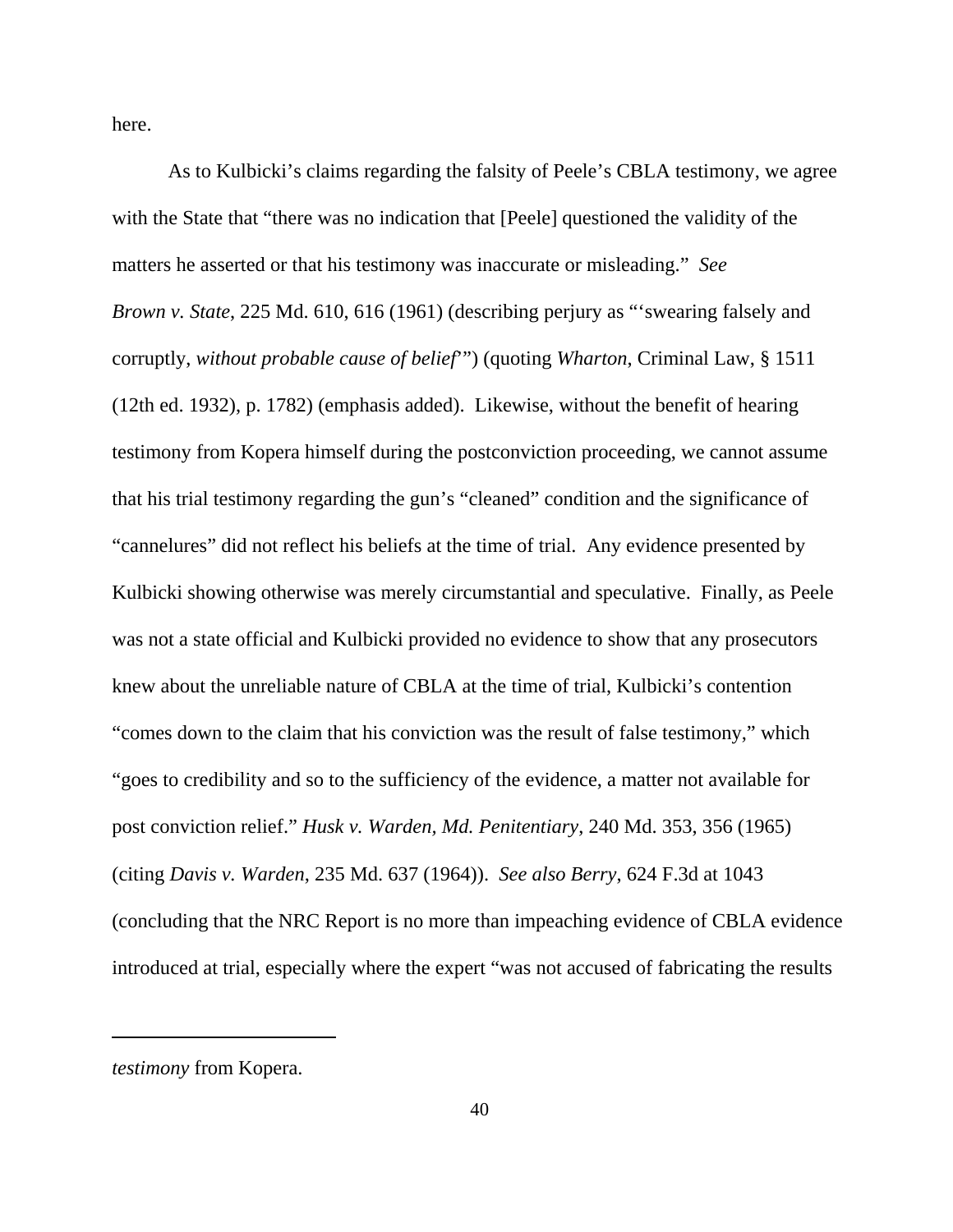here.

As to Kulbicki's claims regarding the falsity of Peele's CBLA testimony, we agree with the State that "there was no indication that [Peele] questioned the validity of the matters he asserted or that his testimony was inaccurate or misleading." *See Brown v. State*, 225 Md. 610, 616 (1961) (describing perjury as "'swearing falsely and corruptly, *without probable cause of belief*'") (quoting *Wharton*, Criminal Law, § 1511 (12th ed. 1932), p. 1782) (emphasis added). Likewise, without the benefit of hearing testimony from Kopera himself during the postconviction proceeding, we cannot assume that his trial testimony regarding the gun's "cleaned" condition and the significance of "cannelures" did not reflect his beliefs at the time of trial. Any evidence presented by Kulbicki showing otherwise was merely circumstantial and speculative. Finally, as Peele was not a state official and Kulbicki provided no evidence to show that any prosecutors knew about the unreliable nature of CBLA at the time of trial, Kulbicki's contention "comes down to the claim that his conviction was the result of false testimony," which "goes to credibility and so to the sufficiency of the evidence, a matter not available for post conviction relief." *Husk v. Warden, Md. Penitentiary*, 240 Md. 353, 356 (1965) (citing *Davis v. Warden*, 235 Md. 637 (1964)). *See also Berry*, 624 F.3d at 1043 (concluding that the NRC Report is no more than impeaching evidence of CBLA evidence introduced at trial, especially where the expert "was not accused of fabricating the results

---

*testimony* from Kopera.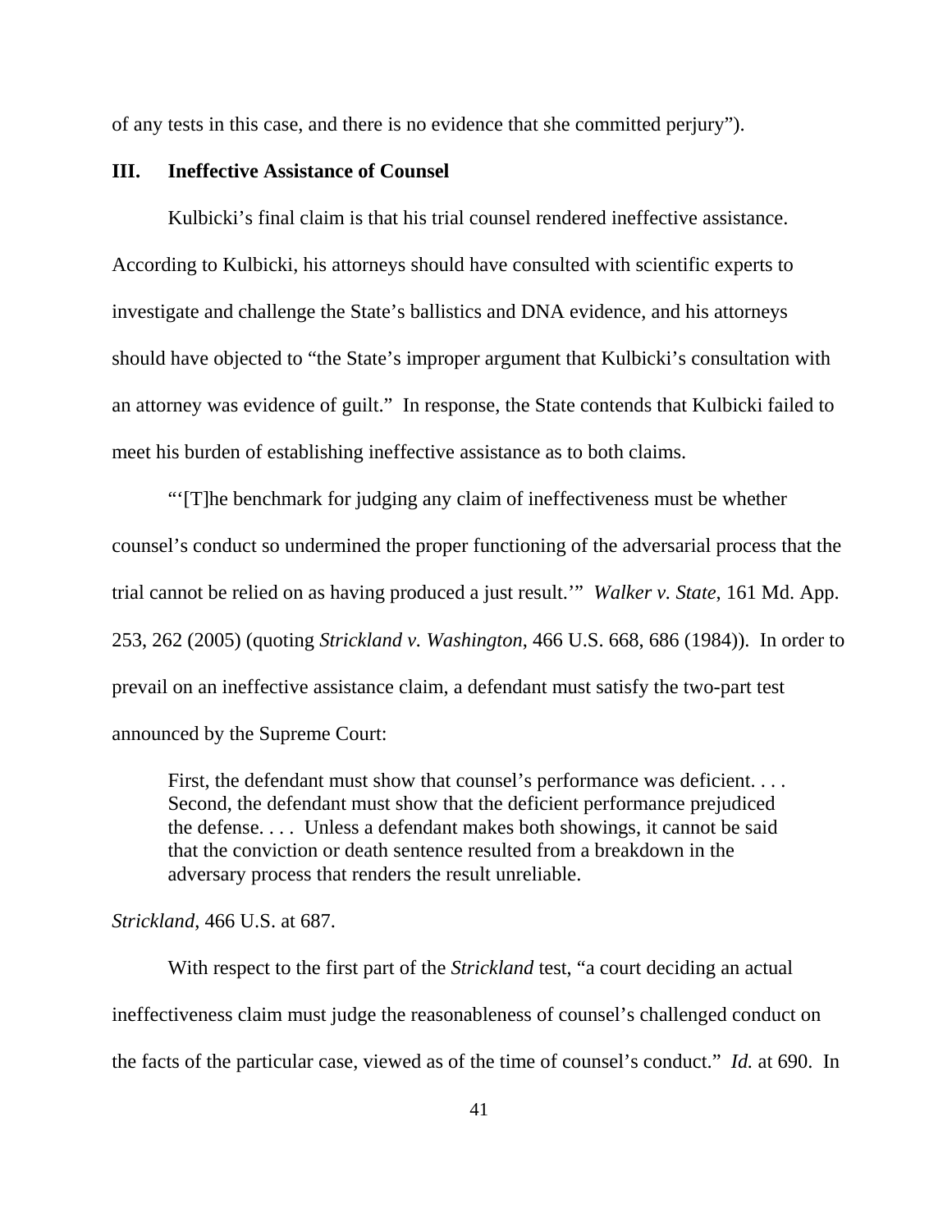of any tests in this case, and there is no evidence that she committed perjury").

## III. Ineffective Assistance of Counsel

Kulbicki's final claim is that his trial counsel rendered ineffective assistance. According to Kulbicki, his attorneys should have consulted with scientific experts to investigate and challenge the State's ballistics and DNA evidence, and his attorneys should have objected to "the State's improper argument that Kulbicki's consultation with an attorney was evidence of guilt." In response, the State contends that Kulbicki failed to meet his burden of establishing ineffective assistance as to both claims.

"'[T]he benchmark for judging any claim of ineffectiveness must be whether counsel's conduct so undermined the proper functioning of the adversarial process that the trial cannot be relied on as having produced a just result.'" *Walker v. State*, 161 Md. App. 253, 262 (2005) (quoting *Strickland v. Washington*, 466 U.S. 668, 686 (1984)). In order to prevail on an ineffective assistance claim, a defendant must satisfy the two-part test announced by the Supreme Court:

> First, the defendant must show that counsel's performance was deficient. . . . Second, the defendant must show that the deficient performance prejudiced the defense. . . . Unless a defendant makes both showings, it cannot be said that the conviction or death sentence resulted from a breakdown in the adversary process that renders the result unreliable.

*Strickland*, 466 U.S. at 687.

With respect to the first part of the *Strickland* test, "a court deciding an actual ineffectiveness claim must judge the reasonableness of counsel's challenged conduct on the facts of the particular case, viewed as of the time of counsel's conduct." *Id.* at 690. In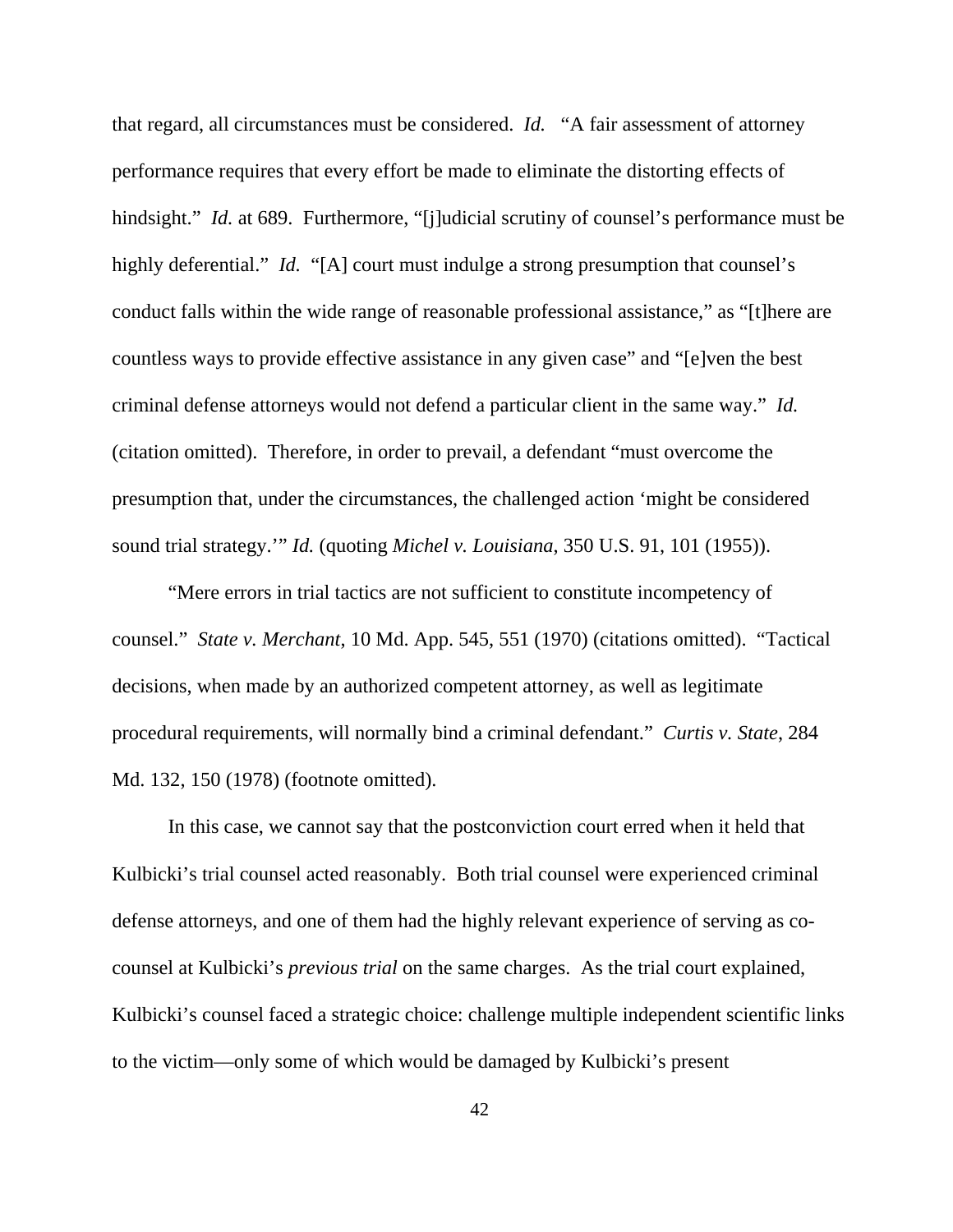that regard, all circumstances must be considered. *Id.* "A fair assessment of attorney performance requires that every effort be made to eliminate the distorting effects of hindsight." *Id.* at 689. Furthermore, "[j]udicial scrutiny of counsel's performance must be highly deferential." *Id.* "[A] court must indulge a strong presumption that counsel's conduct falls within the wide range of reasonable professional assistance," as "[t]here are countless ways to provide effective assistance in any given case" and "[e]ven the best criminal defense attorneys would not defend a particular client in the same way." *Id.* (citation omitted). Therefore, in order to prevail, a defendant "must overcome the presumption that, under the circumstances, the challenged action 'might be considered sound trial strategy.'" *Id.* (quoting *Michel v. Louisiana*, 350 U.S. 91, 101 (1955)).

"Mere errors in trial tactics are not sufficient to constitute incompetency of counsel." *State v. Merchant*, 10 Md. App. 545, 551 (1970) (citations omitted). "Tactical decisions, when made by an authorized competent attorney, as well as legitimate procedural requirements, will normally bind a criminal defendant." *Curtis v. State*, 284 Md. 132, 150 (1978) (footnote omitted).

In this case, we cannot say that the postconviction court erred when it held that Kulbicki's trial counsel acted reasonably. Both trial counsel were experienced criminal defense attorneys, and one of them had the highly relevant experience of serving as co-counsel at Kulbicki's *previous trial* on the same charges. As the trial court explained, Kulbicki's counsel faced a strategic choice: challenge multiple independent scientific links to the victim—only some of which would be damaged by Kulbicki's present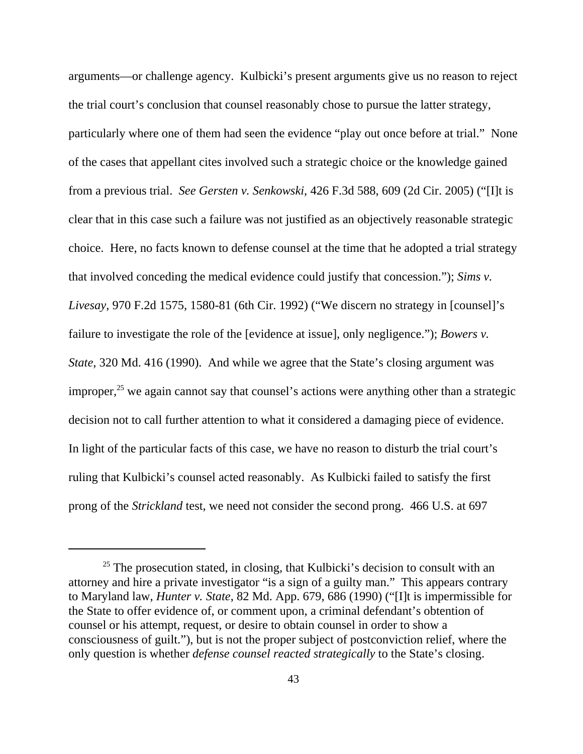arguments—or challenge agency. Kulbicki's present arguments give us no reason to reject the trial court's conclusion that counsel reasonably chose to pursue the latter strategy, particularly where one of them had seen the evidence "play out once before at trial." None of the cases that appellant cites involved such a strategic choice or the knowledge gained from a previous trial. *See Gersten v. Senkowski*, 426 F.3d 588, 609 (2d Cir. 2005) ("[I]t is clear that in this case such a failure was not justified as an objectively reasonable strategic choice. Here, no facts known to defense counsel at the time that he adopted a trial strategy that involved conceding the medical evidence could justify that concession."); *Sims v. Livesay*, 970 F.2d 1575, 1580-81 (6th Cir. 1992) ("We discern no strategy in [counsel]'s failure to investigate the role of the [evidence at issue], only negligence."); *Bowers v. State*, 320 Md. 416 (1990). And while we agree that the State's closing argument was improper,[25] we again cannot say that counsel's actions were anything other than a strategic decision not to call further attention to what it considered a damaging piece of evidence. In light of the particular facts of this case, we have no reason to disturb the trial court's ruling that Kulbicki's counsel acted reasonably. As Kulbicki failed to satisfy the first prong of the *Strickland* test, we need not consider the second prong. 466 U.S. at 697

---

[25] The prosecution stated, in closing, that Kulbicki's decision to consult with an attorney and hire a private investigator "is a sign of a guilty man." This appears contrary to Maryland law, *Hunter v. State*, 82 Md. App. 679, 686 (1990) ("[I]t is impermissible for the State to offer evidence of, or comment upon, a criminal defendant's obtention of counsel or his attempt, request, or desire to obtain counsel in order to show a consciousness of guilt."), but is not the proper subject of postconviction relief, where the only question is whether *defense counsel reacted strategically* to the State's closing.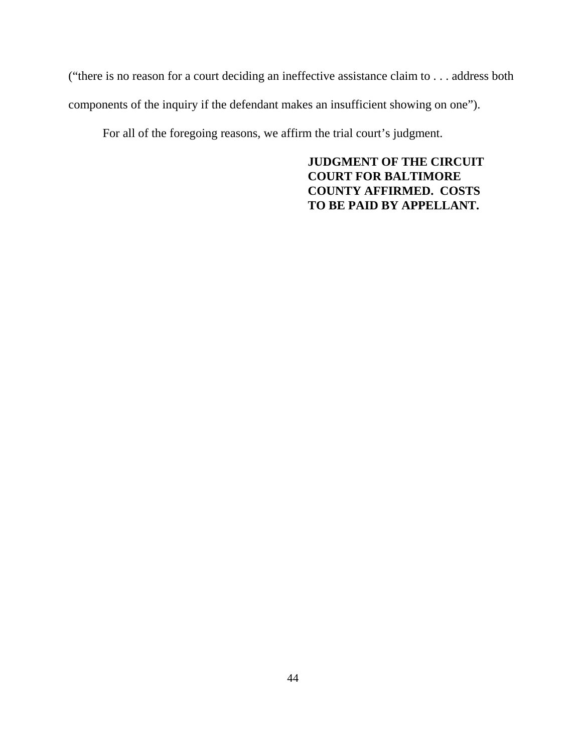(“there is no reason for a court deciding an ineffective assistance claim to . . . address both components of the inquiry if the defendant makes an insufficient showing on one”).

For all of the foregoing reasons, we affirm the trial court’s judgment.

**JUDGMENT OF THE CIRCUIT COURT FOR BALTIMORE COUNTY AFFIRMED. COSTS TO BE PAID BY APPELLANT.**